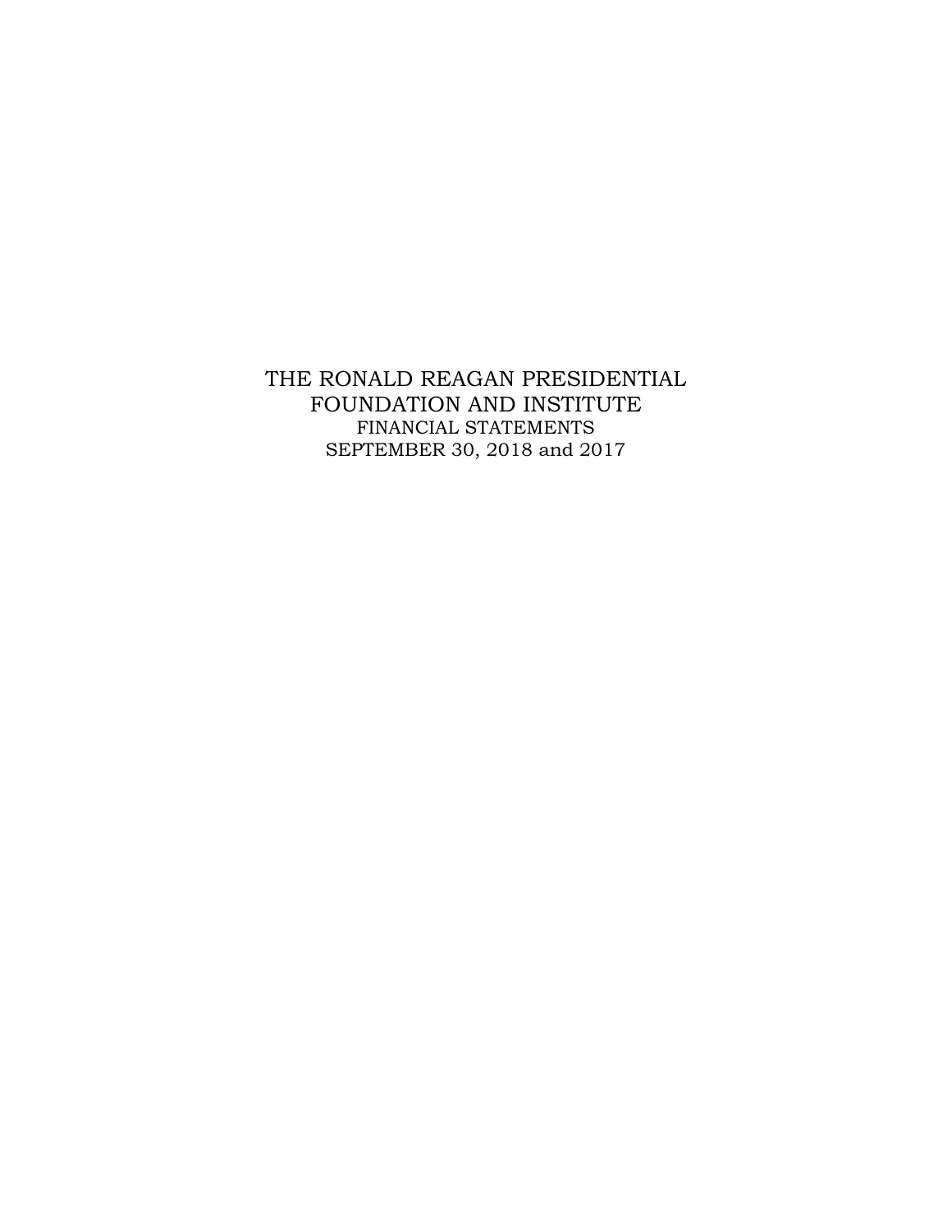# THE RONALD REAGAN PRESIDENTIAL FOUNDATION AND INSTITUTE

FINANCIAL STATEMENTS

SEPTEMBER 30, 2018 and 2017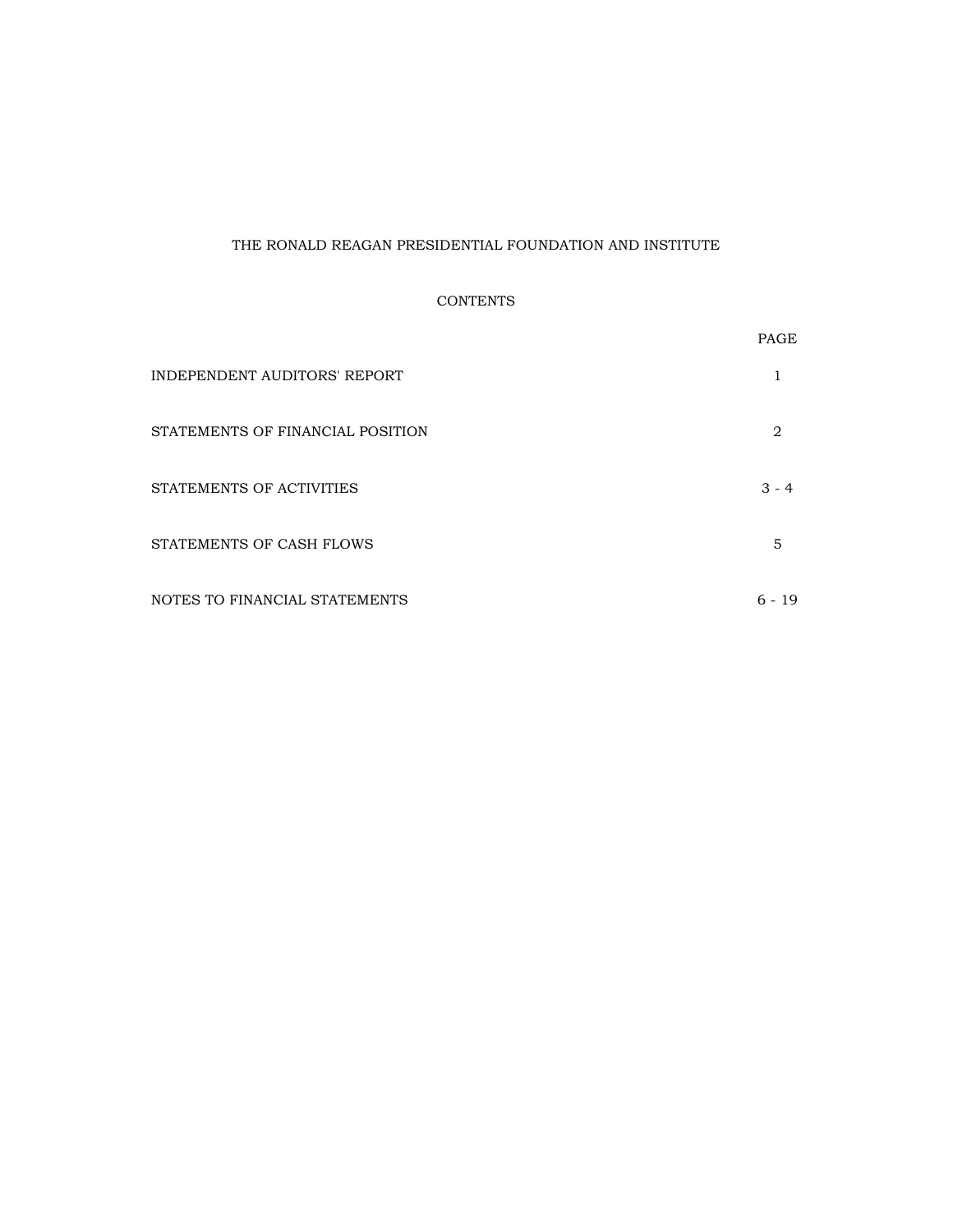# THE RONALD REAGAN PRESIDENTIAL FOUNDATION AND INSTITUTE

## CONTENTS

| | PAGE |
|---|---|
| INDEPENDENT AUDITORS' REPORT | 1 |
| STATEMENTS OF FINANCIAL POSITION | 2 |
| STATEMENTS OF ACTIVITIES | 3 - 4 |
| STATEMENTS OF CASH FLOWS | 5 |
| NOTES TO FINANCIAL STATEMENTS | 6 - 19 |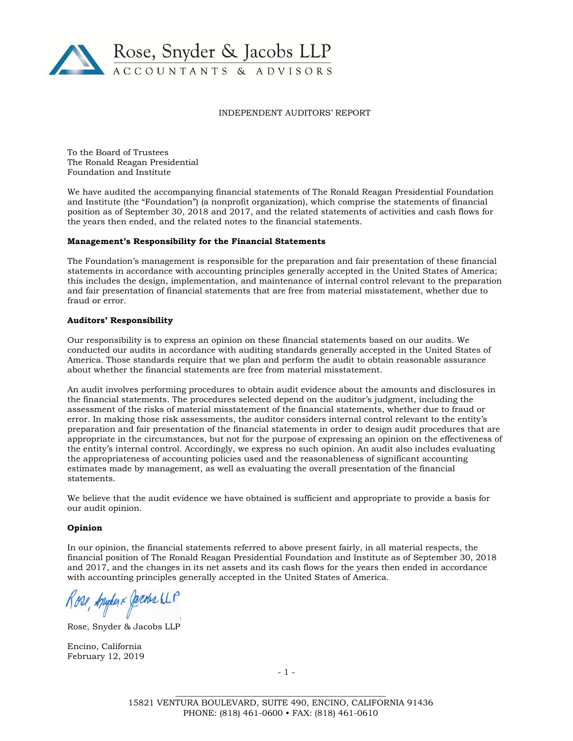Rose, Snyder & Jacobs LLP
ACCOUNTANTS & ADVISORS

INDEPENDENT AUDITORS' REPORT

To the Board of Trustees
The Ronald Reagan Presidential
Foundation and Institute

We have audited the accompanying financial statements of The Ronald Reagan Presidential Foundation and Institute (the "Foundation") (a nonprofit organization), which comprise the statements of financial position as of September 30, 2018 and 2017, and the related statements of activities and cash flows for the years then ended, and the related notes to the financial statements.

**Management's Responsibility for the Financial Statements**

The Foundation's management is responsible for the preparation and fair presentation of these financial statements in accordance with accounting principles generally accepted in the United States of America; this includes the design, implementation, and maintenance of internal control relevant to the preparation and fair presentation of financial statements that are free from material misstatement, whether due to fraud or error.

**Auditors' Responsibility**

Our responsibility is to express an opinion on these financial statements based on our audits. We conducted our audits in accordance with auditing standards generally accepted in the United States of America. Those standards require that we plan and perform the audit to obtain reasonable assurance about whether the financial statements are free from material misstatement.

An audit involves performing procedures to obtain audit evidence about the amounts and disclosures in the financial statements. The procedures selected depend on the auditor's judgment, including the assessment of the risks of material misstatement of the financial statements, whether due to fraud or error. In making those risk assessments, the auditor considers internal control relevant to the entity's preparation and fair presentation of the financial statements in order to design audit procedures that are appropriate in the circumstances, but not for the purpose of expressing an opinion on the effectiveness of the entity's internal control. Accordingly, we express no such opinion. An audit also includes evaluating the appropriateness of accounting policies used and the reasonableness of significant accounting estimates made by management, as well as evaluating the overall presentation of the financial statements.

We believe that the audit evidence we have obtained is sufficient and appropriate to provide a basis for our audit opinion.

**Opinion**

In our opinion, the financial statements referred to above present fairly, in all material respects, the financial position of The Ronald Reagan Presidential Foundation and Institute as of September 30, 2018 and 2017, and the changes in its net assets and its cash flows for the years then ended in accordance with accounting principles generally accepted in the United States of America.

Rose, Snyder & Jacobs LLP

Rose, Snyder & Jacobs LLP

Encino, California
February 12, 2019

15821 VENTURA BOULEVARD, SUITE 490, ENCINO, CALIFORNIA 91436
PHONE: (818) 461-0600 • FAX: (818) 461-0610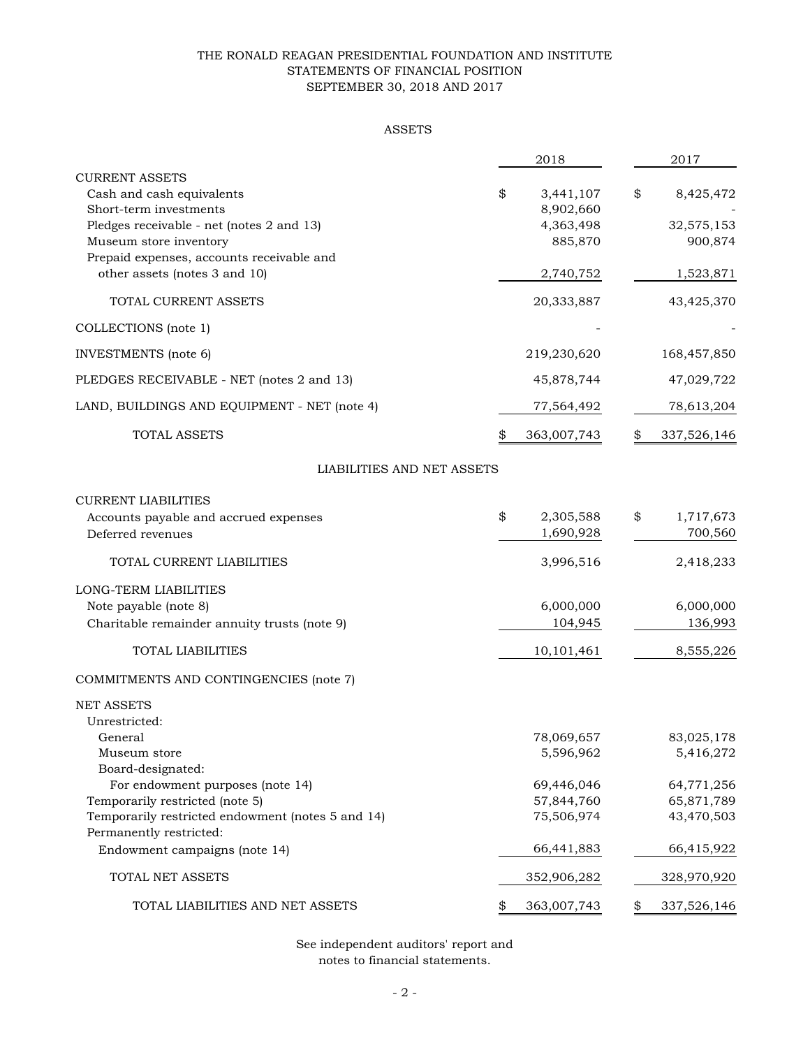# THE RONALD REAGAN PRESIDENTIAL FOUNDATION AND INSTITUTE
## STATEMENTS OF FINANCIAL POSITION
### SEPTEMBER 30, 2018 AND 2017

#### ASSETS

| | 2018 | 2017 |
|---|---|---|
| **CURRENT ASSETS** | | |
| Cash and cash equivalents | $ 3,441,107 | $ 8,425,472 |
| Short-term investments | 8,902,660 | - |
| Pledges receivable - net (notes 2 and 13) | 4,363,498 | 32,575,153 |
| Museum store inventory | 885,870 | 900,874 |
| Prepaid expenses, accounts receivable and other assets (notes 3 and 10) | 2,740,752 | 1,523,871 |
| TOTAL CURRENT ASSETS | 20,333,887 | 43,425,370 |
| COLLECTIONS (note 1) | - | - |
| INVESTMENTS (note 6) | 219,230,620 | 168,457,850 |
| PLEDGES RECEIVABLE - NET (notes 2 and 13) | 45,878,744 | 47,029,722 |
| LAND, BUILDINGS AND EQUIPMENT - NET (note 4) | 77,564,492 | 78,613,204 |
| TOTAL ASSETS | $ 363,007,743 | $ 337,526,146 |

#### LIABILITIES AND NET ASSETS

| | 2018 | 2017 |
|---|---|---|
| **CURRENT LIABILITIES** | | |
| Accounts payable and accrued expenses | $ 2,305,588 | $ 1,717,673 |
| Deferred revenues | 1,690,928 | 700,560 |
| TOTAL CURRENT LIABILITIES | 3,996,516 | 2,418,233 |
| **LONG-TERM LIABILITIES** | | |
| Note payable (note 8) | 6,000,000 | 6,000,000 |
| Charitable remainder annuity trusts (note 9) | 104,945 | 136,993 |
| TOTAL LIABILITIES | 10,101,461 | 8,555,226 |
| COMMITMENTS AND CONTINGENCIES (note 7) | | |
| **NET ASSETS** | | |
| Unrestricted: | | |
| General | 78,069,657 | 83,025,178 |
| Museum store | 5,596,962 | 5,416,272 |
| Board-designated: | | |
| For endowment purposes (note 14) | 69,446,046 | 64,771,256 |
| Temporarily restricted (note 5) | 57,844,760 | 65,871,789 |
| Temporarily restricted endowment (notes 5 and 14) | 75,506,974 | 43,470,503 |
| Permanently restricted: | | |
| Endowment campaigns (note 14) | 66,441,883 | 66,415,922 |
| TOTAL NET ASSETS | 352,906,282 | 328,970,920 |
| TOTAL LIABILITIES AND NET ASSETS | $ 363,007,743 | $ 337,526,146 |

See independent auditors' report and notes to financial statements.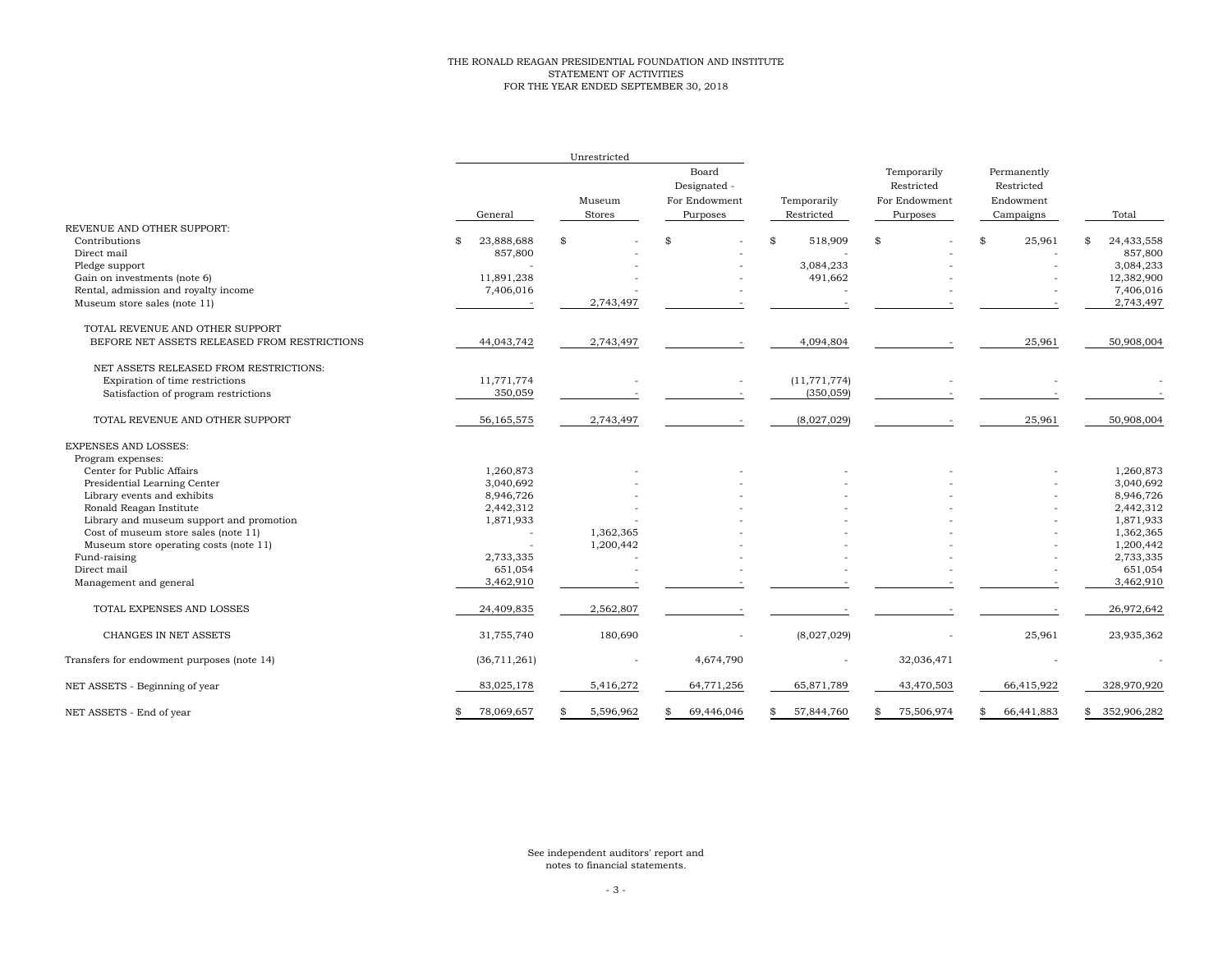# THE RONALD REAGAN PRESIDENTIAL FOUNDATION AND INSTITUTE
## STATEMENT OF ACTIVITIES
### FOR THE YEAR ENDED SEPTEMBER 30, 2018

| | Unrestricted | | | | | | |
|---|---|---|---|---|---|---|---|
| | General | Museum Stores | Board Designated - For Endowment Purposes | Temporarily Restricted | Temporarily Restricted For Endowment Purposes | Permanently Restricted Endowment Campaigns | Total |
| REVENUE AND OTHER SUPPORT: | | | | | | | |
| Contributions | $ 23,888,688 | $ - | $ - | $ 518,909 | $ - | $ 25,961 | $ 24,433,558 |
| Direct mail | 857,800 | - | - | - | - | - | 857,800 |
| Pledge support | - | - | - | 3,084,233 | - | - | 3,084,233 |
| Gain on investments (note 6) | 11,891,238 | - | - | 491,662 | - | - | 12,382,900 |
| Rental, admission and royalty income | 7,406,016 | - | - | - | - | - | 7,406,016 |
| Museum store sales (note 11) | - | 2,743,497 | - | - | - | - | 2,743,497 |
| TOTAL REVENUE AND OTHER SUPPORT BEFORE NET ASSETS RELEASED FROM RESTRICTIONS | 44,043,742 | 2,743,497 | - | 4,094,804 | - | 25,961 | 50,908,004 |
| NET ASSETS RELEASED FROM RESTRICTIONS: | | | | | | | |
| Expiration of time restrictions | 11,771,774 | - | - | (11,771,774) | - | - | - |
| Satisfaction of program restrictions | 350,059 | - | - | (350,059) | - | - | - |
| TOTAL REVENUE AND OTHER SUPPORT | 56,165,575 | 2,743,497 | - | (8,027,029) | - | 25,961 | 50,908,004 |
| EXPENSES AND LOSSES: | | | | | | | |
| Program expenses: | | | | | | | |
| Center for Public Affairs | 1,260,873 | - | - | - | - | - | 1,260,873 |
| Presidential Learning Center | 3,040,692 | - | - | - | - | - | 3,040,692 |
| Library events and exhibits | 8,946,726 | - | - | - | - | - | 8,946,726 |
| Ronald Reagan Institute | 2,442,312 | - | - | - | - | - | 2,442,312 |
| Library and museum support and promotion | 1,871,933 | - | - | - | - | - | 1,871,933 |
| Cost of museum store sales (note 11) | - | 1,362,365 | - | - | - | - | 1,362,365 |
| Museum store operating costs (note 11) | - | 1,200,442 | - | - | - | - | 1,200,442 |
| Fund-raising | 2,733,335 | - | - | - | - | - | 2,733,335 |
| Direct mail | 651,054 | - | - | - | - | - | 651,054 |
| Management and general | 3,462,910 | - | - | - | - | - | 3,462,910 |
| TOTAL EXPENSES AND LOSSES | 24,409,835 | 2,562,807 | - | - | - | - | 26,972,642 |
| CHANGES IN NET ASSETS | 31,755,740 | 180,690 | - | (8,027,029) | - | 25,961 | 23,935,362 |
| Transfers for endowment purposes (note 14) | (36,711,261) | - | 4,674,790 | - | 32,036,471 | - | - |
| NET ASSETS - Beginning of year | 83,025,178 | 5,416,272 | 64,771,256 | 65,871,789 | 43,470,503 | 66,415,922 | 328,970,920 |
| NET ASSETS - End of year | $ 78,069,657 | $ 5,596,962 | $ 69,446,046 | $ 57,844,760 | $ 75,506,974 | $ 66,441,883 | $ 352,906,282 |

See independent auditors' report and notes to financial statements.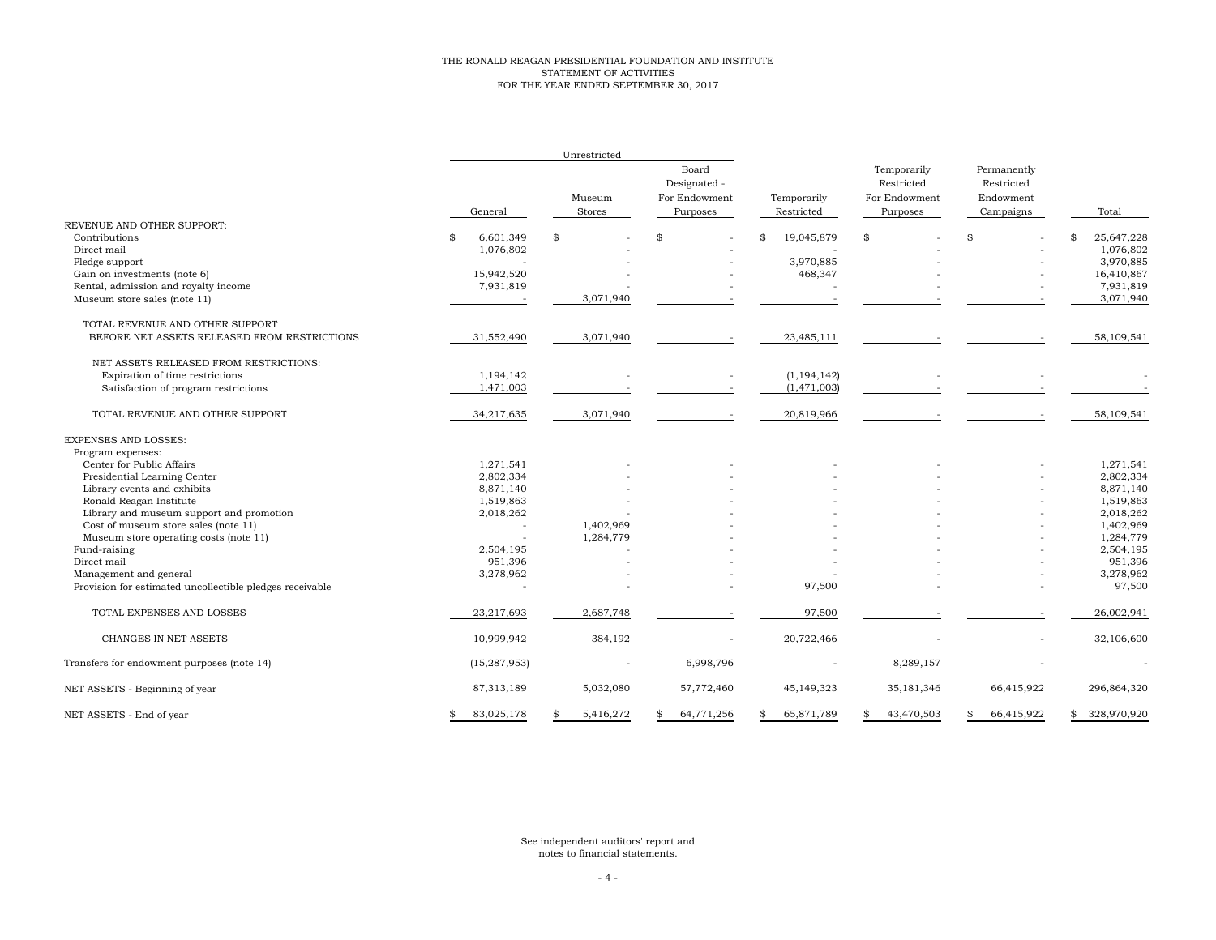# THE RONALD REAGAN PRESIDENTIAL FOUNDATION AND INSTITUTE
## STATEMENT OF ACTIVITIES
### FOR THE YEAR ENDED SEPTEMBER 30, 2017

| | Unrestricted | | | | | | |
|---|---|---|---|---|---|---|---|
| | General | Museum Stores | Board Designated - For Endowment Purposes | Temporarily Restricted | Temporarily Restricted For Endowment Purposes | Permanently Restricted Endowment Campaigns | Total |
| REVENUE AND OTHER SUPPORT: | | | | | | | |
| Contributions | $ 6,601,349 | $ - | $ - | $ 19,045,879 | $ - | $ - | $ 25,647,228 |
| Direct mail | 1,076,802 | - | - | - | - | - | 1,076,802 |
| Pledge support | - | - | - | 3,970,885 | - | - | 3,970,885 |
| Gain on investments (note 6) | 15,942,520 | - | - | 468,347 | - | - | 16,410,867 |
| Rental, admission and royalty income | 7,931,819 | - | - | - | - | - | 7,931,819 |
| Museum store sales (note 11) | - | 3,071,940 | - | - | - | - | 3,071,940 |
| TOTAL REVENUE AND OTHER SUPPORT BEFORE NET ASSETS RELEASED FROM RESTRICTIONS | 31,552,490 | 3,071,940 | - | 23,485,111 | - | - | 58,109,541 |
| NET ASSETS RELEASED FROM RESTRICTIONS: | | | | | | | |
| Expiration of time restrictions | 1,194,142 | - | - | (1,194,142) | - | - | - |
| Satisfaction of program restrictions | 1,471,003 | - | - | (1,471,003) | - | - | - |
| TOTAL REVENUE AND OTHER SUPPORT | 34,217,635 | 3,071,940 | - | 20,819,966 | - | - | 58,109,541 |
| EXPENSES AND LOSSES: | | | | | | | |
| Program expenses: | | | | | | | |
| Center for Public Affairs | 1,271,541 | - | - | - | - | - | 1,271,541 |
| Presidential Learning Center | 2,802,334 | - | - | - | - | - | 2,802,334 |
| Library events and exhibits | 8,871,140 | - | - | - | - | - | 8,871,140 |
| Ronald Reagan Institute | 1,519,863 | - | - | - | - | - | 1,519,863 |
| Library and museum support and promotion | 2,018,262 | - | - | - | - | - | 2,018,262 |
| Cost of museum store sales (note 11) | - | 1,402,969 | - | - | - | - | 1,402,969 |
| Museum store operating costs (note 11) | - | 1,284,779 | - | - | - | - | 1,284,779 |
| Fund-raising | 2,504,195 | - | - | - | - | - | 2,504,195 |
| Direct mail | 951,396 | - | - | - | - | - | 951,396 |
| Management and general | 3,278,962 | - | - | - | - | - | 3,278,962 |
| Provision for estimated uncollectible pledges receivable | - | - | - | 97,500 | - | - | 97,500 |
| TOTAL EXPENSES AND LOSSES | 23,217,693 | 2,687,748 | - | 97,500 | - | - | 26,002,941 |
| CHANGES IN NET ASSETS | 10,999,942 | 384,192 | - | 20,722,466 | - | - | 32,106,600 |
| Transfers for endowment purposes (note 14) | (15,287,953) | - | 6,998,796 | - | 8,289,157 | - | - |
| NET ASSETS - Beginning of year | 87,313,189 | 5,032,080 | 57,772,460 | 45,149,323 | 35,181,346 | 66,415,922 | 296,864,320 |
| NET ASSETS - End of year | $ 83,025,178 | $ 5,416,272 | $ 64,771,256 | $ 65,871,789 | $ 43,470,503 | $ 66,415,922 | $ 328,970,920 |

See independent auditors' report and notes to financial statements.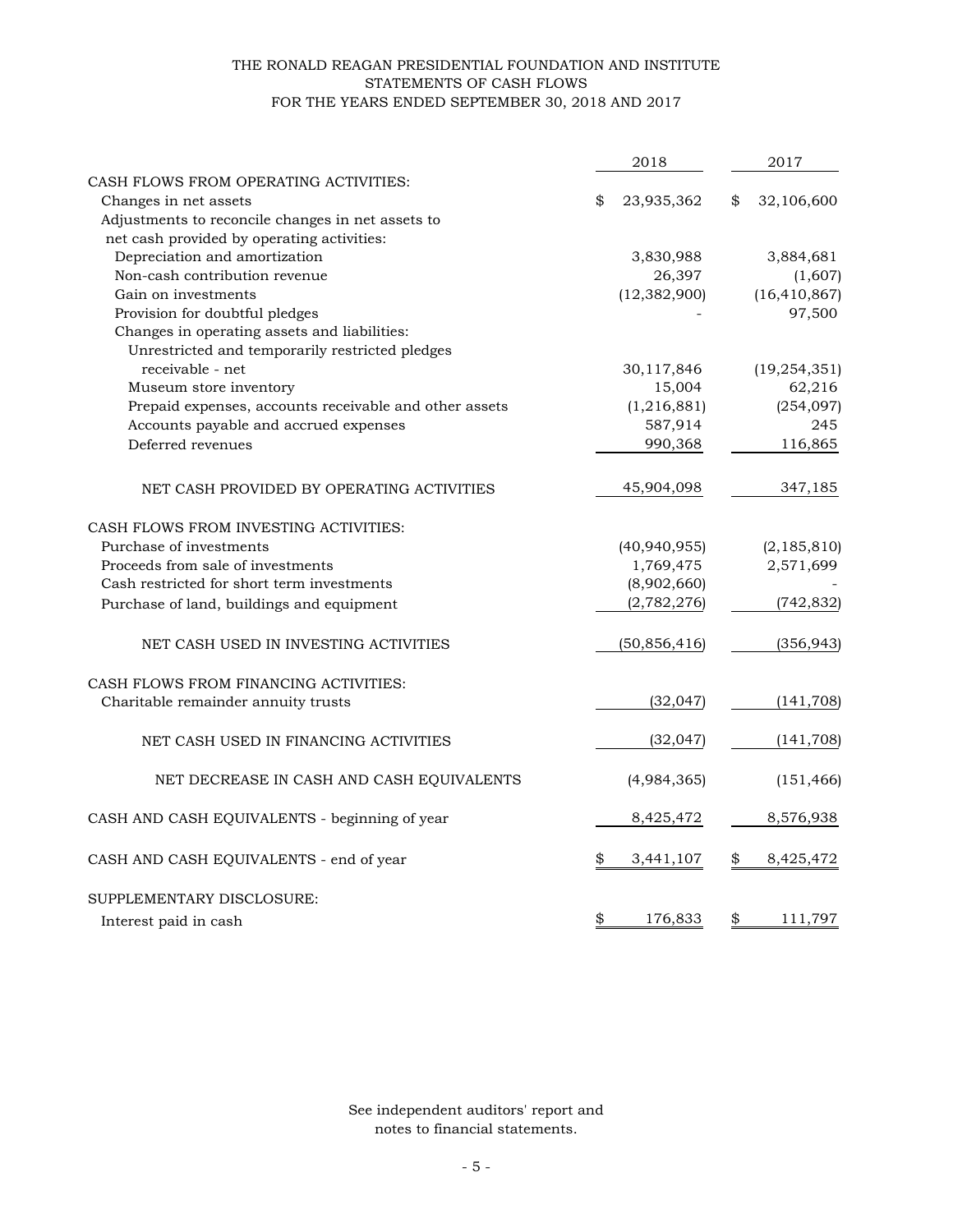# THE RONALD REAGAN PRESIDENTIAL FOUNDATION AND INSTITUTE
## STATEMENTS OF CASH FLOWS
### FOR THE YEARS ENDED SEPTEMBER 30, 2018 AND 2017

| | 2018 | 2017 |
|---|---|---|
| CASH FLOWS FROM OPERATING ACTIVITIES: | | |
| Changes in net assets | $ 23,935,362 | $ 32,106,600 |
| Adjustments to reconcile changes in net assets to net cash provided by operating activities: | | |
| Depreciation and amortization | 3,830,988 | 3,884,681 |
| Non-cash contribution revenue | 26,397 | (1,607) |
| Gain on investments | (12,382,900) | (16,410,867) |
| Provision for doubtful pledges | - | 97,500 |
| Changes in operating assets and liabilities: | | |
| Unrestricted and temporarily restricted pledges receivable - net | 30,117,846 | (19,254,351) |
| Museum store inventory | 15,004 | 62,216 |
| Prepaid expenses, accounts receivable and other assets | (1,216,881) | (254,097) |
| Accounts payable and accrued expenses | 587,914 | 245 |
| Deferred revenues | 990,368 | 116,865 |
| NET CASH PROVIDED BY OPERATING ACTIVITIES | 45,904,098 | 347,185 |
| CASH FLOWS FROM INVESTING ACTIVITIES: | | |
| Purchase of investments | (40,940,955) | (2,185,810) |
| Proceeds from sale of investments | 1,769,475 | 2,571,699 |
| Cash restricted for short term investments | (8,902,660) | - |
| Purchase of land, buildings and equipment | (2,782,276) | (742,832) |
| NET CASH USED IN INVESTING ACTIVITIES | (50,856,416) | (356,943) |
| CASH FLOWS FROM FINANCING ACTIVITIES: | | |
| Charitable remainder annuity trusts | (32,047) | (141,708) |
| NET CASH USED IN FINANCING ACTIVITIES | (32,047) | (141,708) |
| NET DECREASE IN CASH AND CASH EQUIVALENTS | (4,984,365) | (151,466) |
| CASH AND CASH EQUIVALENTS - beginning of year | 8,425,472 | 8,576,938 |
| CASH AND CASH EQUIVALENTS - end of year | $ 3,441,107 | $ 8,425,472 |
| SUPPLEMENTARY DISCLOSURE: | | |
| Interest paid in cash | $ 176,833 | $ 111,797 |

See independent auditors' report and notes to financial statements.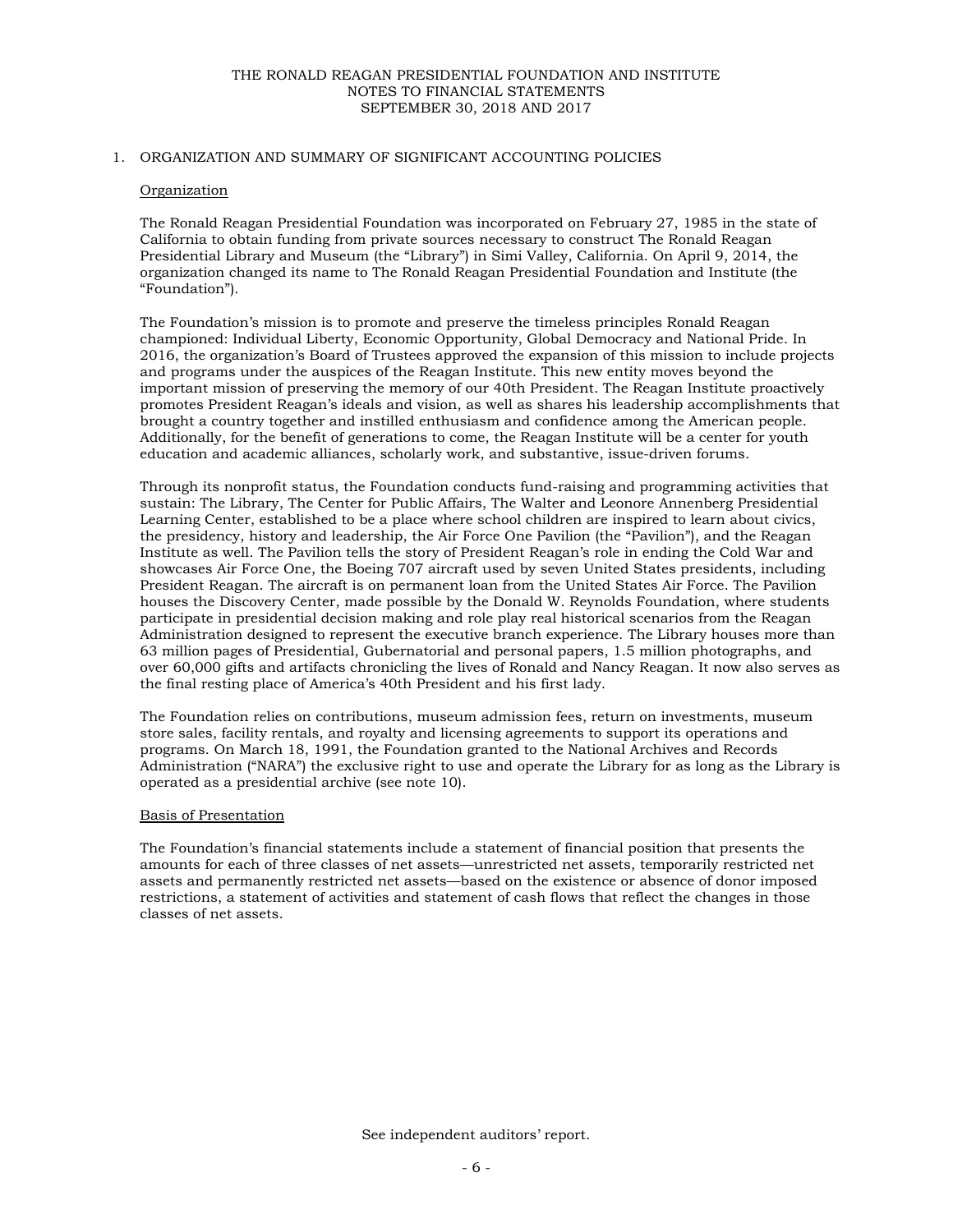# THE RONALD REAGAN PRESIDENTIAL FOUNDATION AND INSTITUTE
## NOTES TO FINANCIAL STATEMENTS
### SEPTEMBER 30, 2018 AND 2017

1. ORGANIZATION AND SUMMARY OF SIGNIFICANT ACCOUNTING POLICIES

Organization

The Ronald Reagan Presidential Foundation was incorporated on February 27, 1985 in the state of California to obtain funding from private sources necessary to construct The Ronald Reagan Presidential Library and Museum (the "Library") in Simi Valley, California. On April 9, 2014, the organization changed its name to The Ronald Reagan Presidential Foundation and Institute (the "Foundation").

The Foundation's mission is to promote and preserve the timeless principles Ronald Reagan championed: Individual Liberty, Economic Opportunity, Global Democracy and National Pride. In 2016, the organization's Board of Trustees approved the expansion of this mission to include projects and programs under the auspices of the Reagan Institute. This new entity moves beyond the important mission of preserving the memory of our 40th President. The Reagan Institute proactively promotes President Reagan's ideals and vision, as well as shares his leadership accomplishments that brought a country together and instilled enthusiasm and confidence among the American people. Additionally, for the benefit of generations to come, the Reagan Institute will be a center for youth education and academic alliances, scholarly work, and substantive, issue-driven forums.

Through its nonprofit status, the Foundation conducts fund-raising and programming activities that sustain: The Library, The Center for Public Affairs, The Walter and Leonore Annenberg Presidential Learning Center, established to be a place where school children are inspired to learn about civics, the presidency, history and leadership, the Air Force One Pavilion (the "Pavilion"), and the Reagan Institute as well. The Pavilion tells the story of President Reagan's role in ending the Cold War and showcases Air Force One, the Boeing 707 aircraft used by seven United States presidents, including President Reagan. The aircraft is on permanent loan from the United States Air Force. The Pavilion houses the Discovery Center, made possible by the Donald W. Reynolds Foundation, where students participate in presidential decision making and role play real historical scenarios from the Reagan Administration designed to represent the executive branch experience. The Library houses more than 63 million pages of Presidential, Gubernatorial and personal papers, 1.5 million photographs, and over 60,000 gifts and artifacts chronicling the lives of Ronald and Nancy Reagan. It now also serves as the final resting place of America's 40th President and his first lady.

The Foundation relies on contributions, museum admission fees, return on investments, museum store sales, facility rentals, and royalty and licensing agreements to support its operations and programs. On March 18, 1991, the Foundation granted to the National Archives and Records Administration ("NARA") the exclusive right to use and operate the Library for as long as the Library is operated as a presidential archive (see note 10).

Basis of Presentation

The Foundation's financial statements include a statement of financial position that presents the amounts for each of three classes of net assets—unrestricted net assets, temporarily restricted net assets and permanently restricted net assets—based on the existence or absence of donor imposed restrictions, a statement of activities and statement of cash flows that reflect the changes in those classes of net assets.

See independent auditors' report.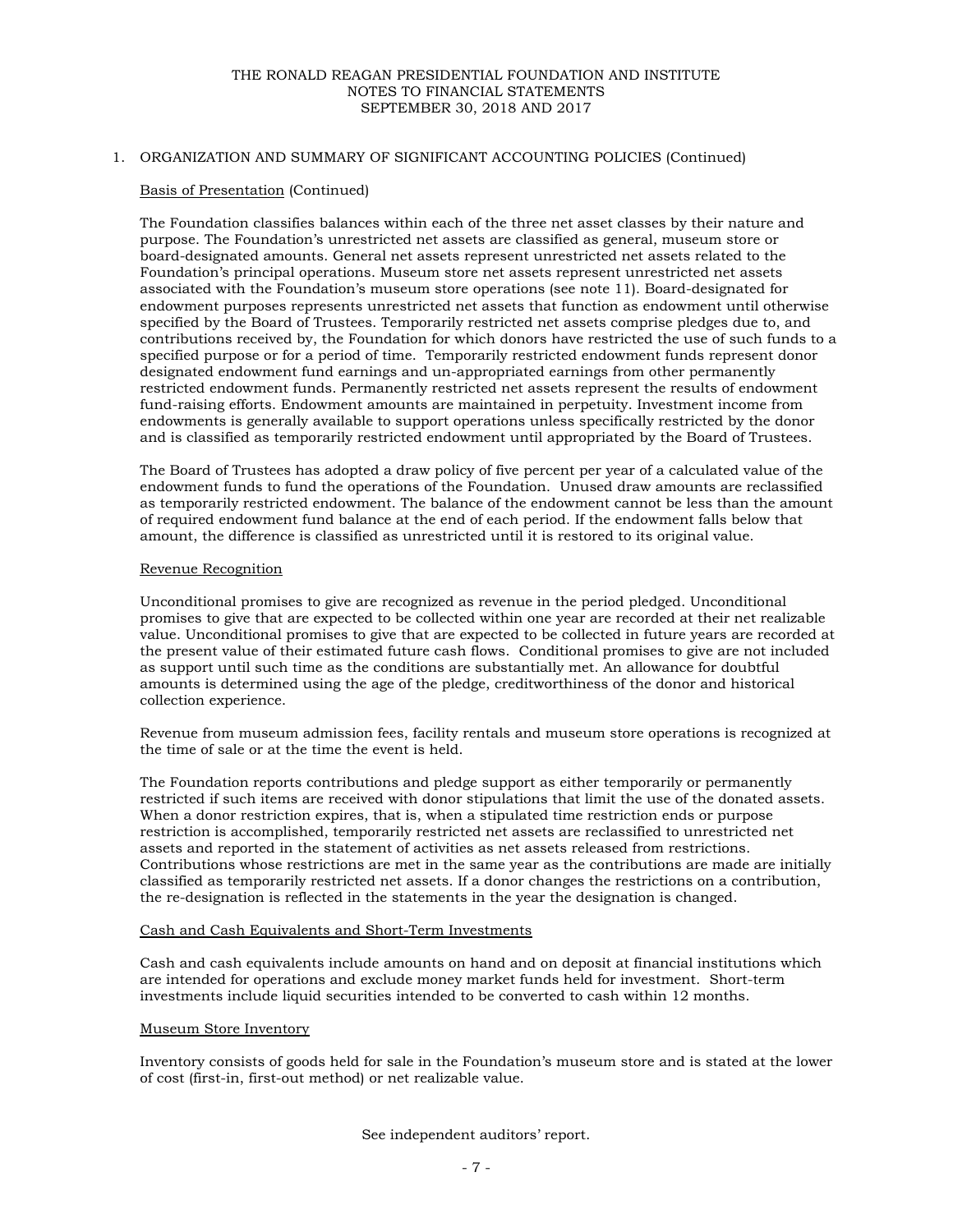## 1. ORGANIZATION AND SUMMARY OF SIGNIFICANT ACCOUNTING POLICIES (Continued)

### Basis of Presentation (Continued)

The Foundation classifies balances within each of the three net asset classes by their nature and purpose. The Foundation's unrestricted net assets are classified as general, museum store or board-designated amounts. General net assets represent unrestricted net assets related to the Foundation's principal operations. Museum store net assets represent unrestricted net assets associated with the Foundation's museum store operations (see note 11). Board-designated for endowment purposes represents unrestricted net assets that function as endowment until otherwise specified by the Board of Trustees. Temporarily restricted net assets comprise pledges due to, and contributions received by, the Foundation for which donors have restricted the use of such funds to a specified purpose or for a period of time. Temporarily restricted endowment funds represent donor designated endowment fund earnings and un-appropriated earnings from other permanently restricted endowment funds. Permanently restricted net assets represent the results of endowment fund-raising efforts. Endowment amounts are maintained in perpetuity. Investment income from endowments is generally available to support operations unless specifically restricted by the donor and is classified as temporarily restricted endowment until appropriated by the Board of Trustees.

The Board of Trustees has adopted a draw policy of five percent per year of a calculated value of the endowment funds to fund the operations of the Foundation. Unused draw amounts are reclassified as temporarily restricted endowment. The balance of the endowment cannot be less than the amount of required endowment fund balance at the end of each period. If the endowment falls below that amount, the difference is classified as unrestricted until it is restored to its original value.

### Revenue Recognition

Unconditional promises to give are recognized as revenue in the period pledged. Unconditional promises to give that are expected to be collected within one year are recorded at their net realizable value. Unconditional promises to give that are expected to be collected in future years are recorded at the present value of their estimated future cash flows. Conditional promises to give are not included as support until such time as the conditions are substantially met. An allowance for doubtful amounts is determined using the age of the pledge, creditworthiness of the donor and historical collection experience.

Revenue from museum admission fees, facility rentals and museum store operations is recognized at the time of sale or at the time the event is held.

The Foundation reports contributions and pledge support as either temporarily or permanently restricted if such items are received with donor stipulations that limit the use of the donated assets. When a donor restriction expires, that is, when a stipulated time restriction ends or purpose restriction is accomplished, temporarily restricted net assets are reclassified to unrestricted net assets and reported in the statement of activities as net assets released from restrictions. Contributions whose restrictions are met in the same year as the contributions are made are initially classified as temporarily restricted net assets. If a donor changes the restrictions on a contribution, the re-designation is reflected in the statements in the year the designation is changed.

### Cash and Cash Equivalents and Short-Term Investments

Cash and cash equivalents include amounts on hand and on deposit at financial institutions which are intended for operations and exclude money market funds held for investment. Short-term investments include liquid securities intended to be converted to cash within 12 months.

### Museum Store Inventory

Inventory consists of goods held for sale in the Foundation's museum store and is stated at the lower of cost (first-in, first-out method) or net realizable value.

See independent auditors' report.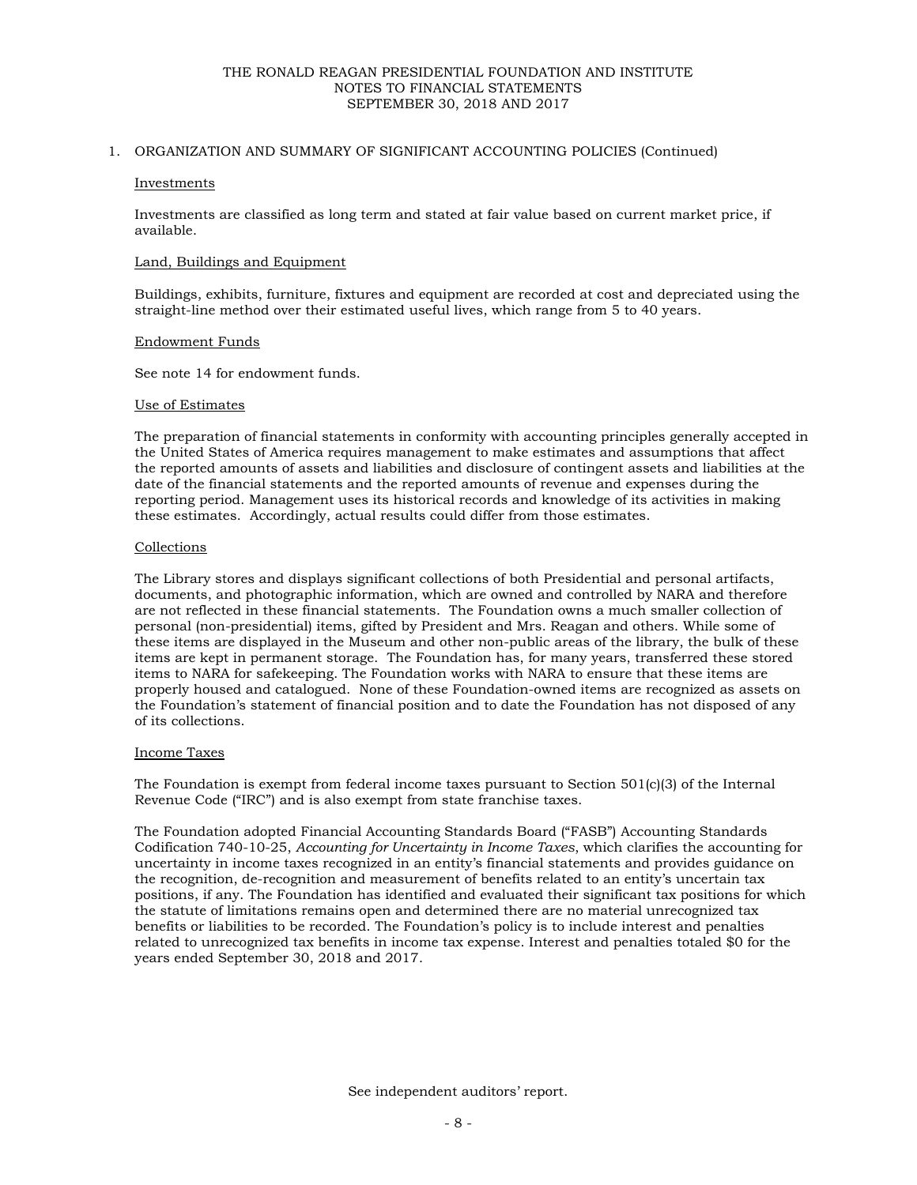## 1. ORGANIZATION AND SUMMARY OF SIGNIFICANT ACCOUNTING POLICIES (Continued)

### Investments

Investments are classified as long term and stated at fair value based on current market price, if available.

### Land, Buildings and Equipment

Buildings, exhibits, furniture, fixtures and equipment are recorded at cost and depreciated using the straight-line method over their estimated useful lives, which range from 5 to 40 years.

### Endowment Funds

See note 14 for endowment funds.

### Use of Estimates

The preparation of financial statements in conformity with accounting principles generally accepted in the United States of America requires management to make estimates and assumptions that affect the reported amounts of assets and liabilities and disclosure of contingent assets and liabilities at the date of the financial statements and the reported amounts of revenue and expenses during the reporting period. Management uses its historical records and knowledge of its activities in making these estimates. Accordingly, actual results could differ from those estimates.

### Collections

The Library stores and displays significant collections of both Presidential and personal artifacts, documents, and photographic information, which are owned and controlled by NARA and therefore are not reflected in these financial statements. The Foundation owns a much smaller collection of personal (non-presidential) items, gifted by President and Mrs. Reagan and others. While some of these items are displayed in the Museum and other non-public areas of the library, the bulk of these items are kept in permanent storage. The Foundation has, for many years, transferred these stored items to NARA for safekeeping. The Foundation works with NARA to ensure that these items are properly housed and catalogued. None of these Foundation-owned items are recognized as assets on the Foundation's statement of financial position and to date the Foundation has not disposed of any of its collections.

### Income Taxes

The Foundation is exempt from federal income taxes pursuant to Section 501(c)(3) of the Internal Revenue Code ("IRC") and is also exempt from state franchise taxes.

The Foundation adopted Financial Accounting Standards Board ("FASB") Accounting Standards Codification 740-10-25, *Accounting for Uncertainty in Income Taxes*, which clarifies the accounting for uncertainty in income taxes recognized in an entity's financial statements and provides guidance on the recognition, de-recognition and measurement of benefits related to an entity's uncertain tax positions, if any. The Foundation has identified and evaluated their significant tax positions for which the statute of limitations remains open and determined there are no material unrecognized tax benefits or liabilities to be recorded. The Foundation's policy is to include interest and penalties related to unrecognized tax benefits in income tax expense. Interest and penalties totaled $0 for the years ended September 30, 2018 and 2017.

See independent auditors' report.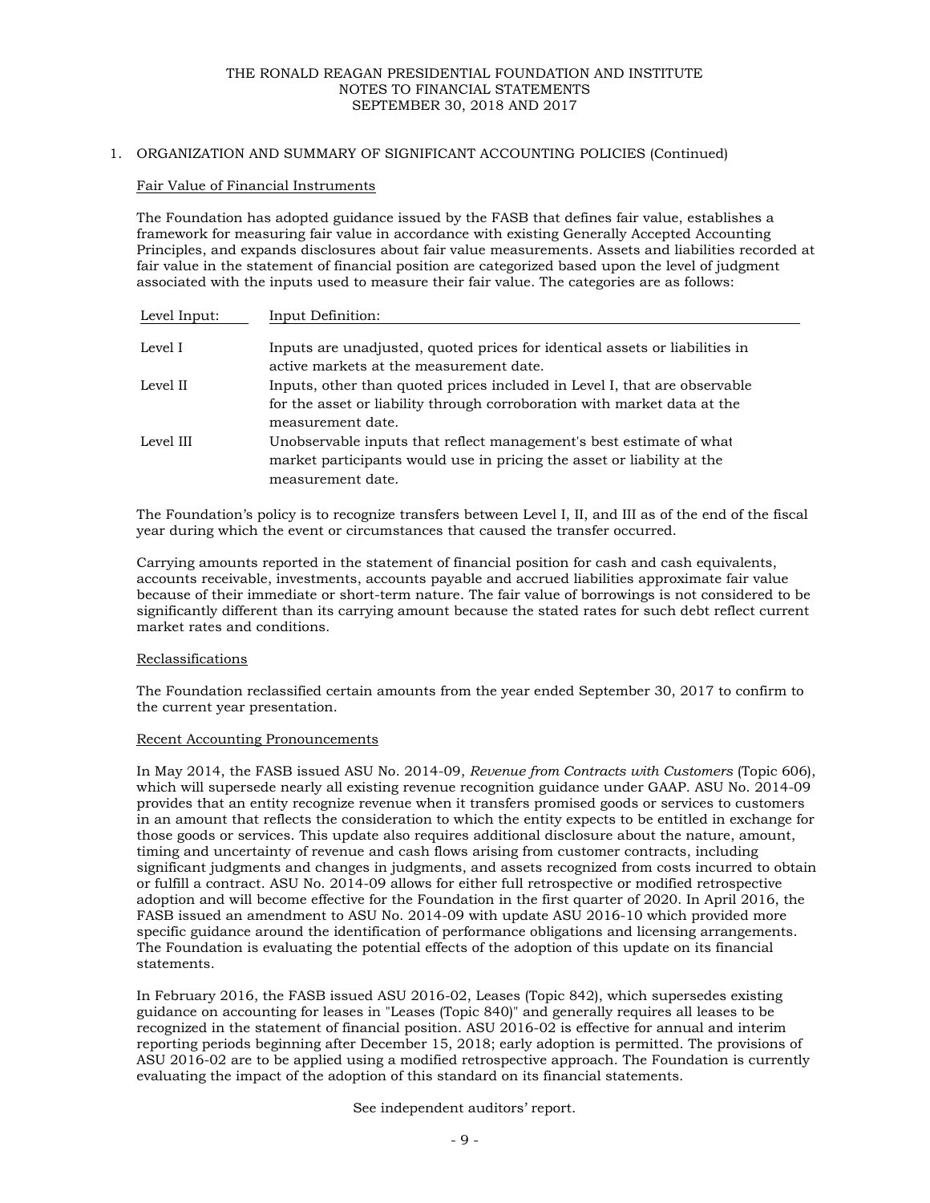## 1. ORGANIZATION AND SUMMARY OF SIGNIFICANT ACCOUNTING POLICIES (Continued)

### Fair Value of Financial Instruments

The Foundation has adopted guidance issued by the FASB that defines fair value, establishes a framework for measuring fair value in accordance with existing Generally Accepted Accounting Principles, and expands disclosures about fair value measurements. Assets and liabilities recorded at fair value in the statement of financial position are categorized based upon the level of judgment associated with the inputs used to measure their fair value. The categories are as follows:

| Level Input: | Input Definition: |
|---|---|
| Level I | Inputs are unadjusted, quoted prices for identical assets or liabilities in active markets at the measurement date. |
| Level II | Inputs, other than quoted prices included in Level I, that are observable for the asset or liability through corroboration with market data at the measurement date. |
| Level III | Unobservable inputs that reflect management's best estimate of what market participants would use in pricing the asset or liability at the measurement date. |

The Foundation's policy is to recognize transfers between Level I, II, and III as of the end of the fiscal year during which the event or circumstances that caused the transfer occurred.

Carrying amounts reported in the statement of financial position for cash and cash equivalents, accounts receivable, investments, accounts payable and accrued liabilities approximate fair value because of their immediate or short-term nature. The fair value of borrowings is not considered to be significantly different than its carrying amount because the stated rates for such debt reflect current market rates and conditions.

### Reclassifications

The Foundation reclassified certain amounts from the year ended September 30, 2017 to confirm to the current year presentation.

### Recent Accounting Pronouncements

In May 2014, the FASB issued ASU No. 2014-09, *Revenue from Contracts with Customers* (Topic 606), which will supersede nearly all existing revenue recognition guidance under GAAP. ASU No. 2014-09 provides that an entity recognize revenue when it transfers promised goods or services to customers in an amount that reflects the consideration to which the entity expects to be entitled in exchange for those goods or services. This update also requires additional disclosure about the nature, amount, timing and uncertainty of revenue and cash flows arising from customer contracts, including significant judgments and changes in judgments, and assets recognized from costs incurred to obtain or fulfill a contract. ASU No. 2014-09 allows for either full retrospective or modified retrospective adoption and will become effective for the Foundation in the first quarter of 2020. In April 2016, the FASB issued an amendment to ASU No. 2014-09 with update ASU 2016-10 which provided more specific guidance around the identification of performance obligations and licensing arrangements. The Foundation is evaluating the potential effects of the adoption of this update on its financial statements.

In February 2016, the FASB issued ASU 2016-02, Leases (Topic 842), which supersedes existing guidance on accounting for leases in "Leases (Topic 840)" and generally requires all leases to be recognized in the statement of financial position. ASU 2016-02 is effective for annual and interim reporting periods beginning after December 15, 2018; early adoption is permitted. The provisions of ASU 2016-02 are to be applied using a modified retrospective approach. The Foundation is currently evaluating the impact of the adoption of this standard on its financial statements.

See independent auditors' report.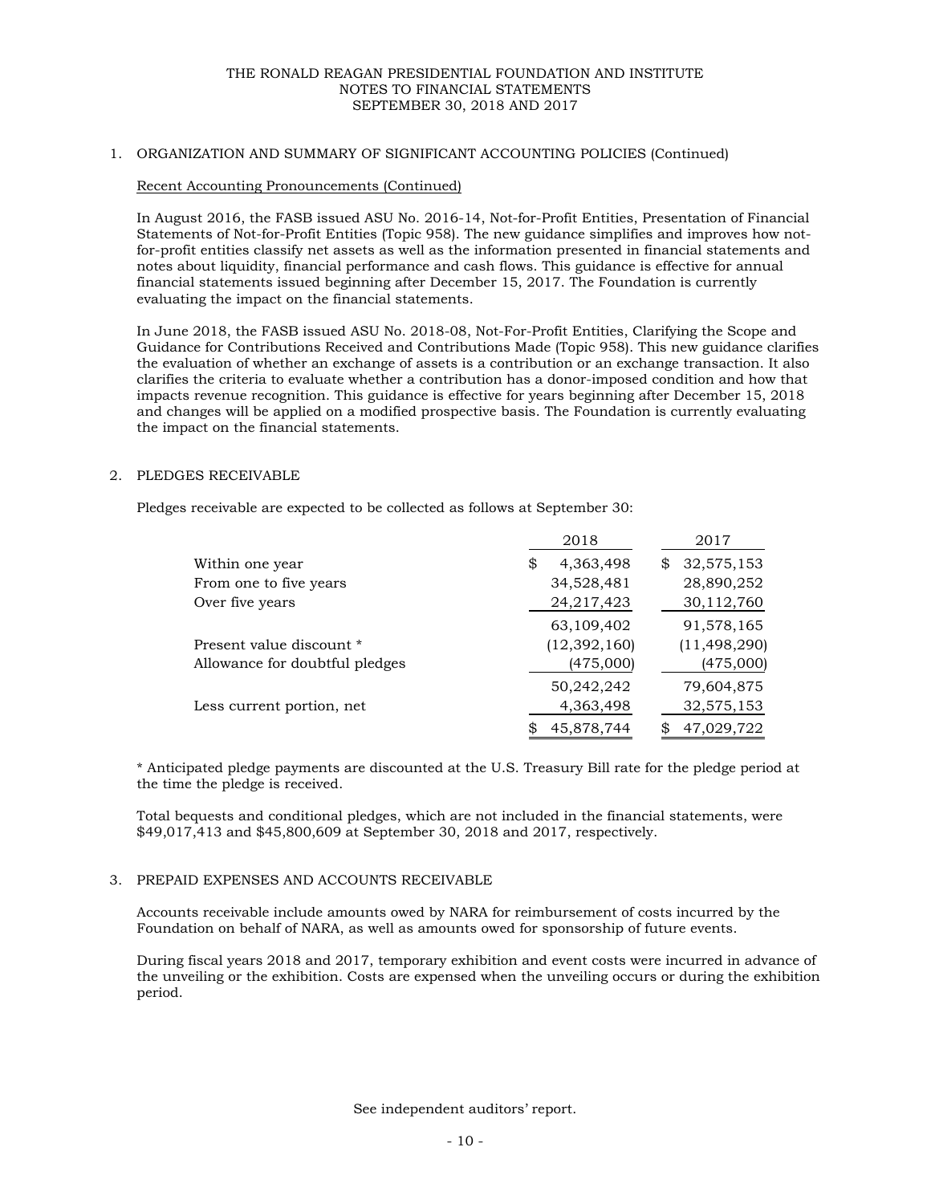## 1. ORGANIZATION AND SUMMARY OF SIGNIFICANT ACCOUNTING POLICIES (Continued)

### Recent Accounting Pronouncements (Continued)

In August 2016, the FASB issued ASU No. 2016-14, Not-for-Profit Entities, Presentation of Financial Statements of Not-for-Profit Entities (Topic 958). The new guidance simplifies and improves how not-for-profit entities classify net assets as well as the information presented in financial statements and notes about liquidity, financial performance and cash flows. This guidance is effective for annual financial statements issued beginning after December 15, 2017. The Foundation is currently evaluating the impact on the financial statements.

In June 2018, the FASB issued ASU No. 2018-08, Not-For-Profit Entities, Clarifying the Scope and Guidance for Contributions Received and Contributions Made (Topic 958). This new guidance clarifies the evaluation of whether an exchange of assets is a contribution or an exchange transaction. It also clarifies the criteria to evaluate whether a contribution has a donor-imposed condition and how that impacts revenue recognition. This guidance is effective for years beginning after December 15, 2018 and changes will be applied on a modified prospective basis. The Foundation is currently evaluating the impact on the financial statements.

## 2. PLEDGES RECEIVABLE

Pledges receivable are expected to be collected as follows at September 30:

| | 2018 | 2017 |
|---|---|---|
| Within one year | $ 4,363,498 | $ 32,575,153 |
| From one to five years | 34,528,481 | 28,890,252 |
| Over five years | 24,217,423 | 30,112,760 |
| | 63,109,402 | 91,578,165 |
| Present value discount * | (12,392,160) | (11,498,290) |
| Allowance for doubtful pledges | (475,000) | (475,000) |
| | 50,242,242 | 79,604,875 |
| Less current portion, net | 4,363,498 | 32,575,153 |
| | $ 45,878,744 | $ 47,029,722 |

* Anticipated pledge payments are discounted at the U.S. Treasury Bill rate for the pledge period at the time the pledge is received.

Total bequests and conditional pledges, which are not included in the financial statements, were $49,017,413 and $45,800,609 at September 30, 2018 and 2017, respectively.

## 3. PREPAID EXPENSES AND ACCOUNTS RECEIVABLE

Accounts receivable include amounts owed by NARA for reimbursement of costs incurred by the Foundation on behalf of NARA, as well as amounts owed for sponsorship of future events.

During fiscal years 2018 and 2017, temporary exhibition and event costs were incurred in advance of the unveiling or the exhibition. Costs are expensed when the unveiling occurs or during the exhibition period.

See independent auditors' report.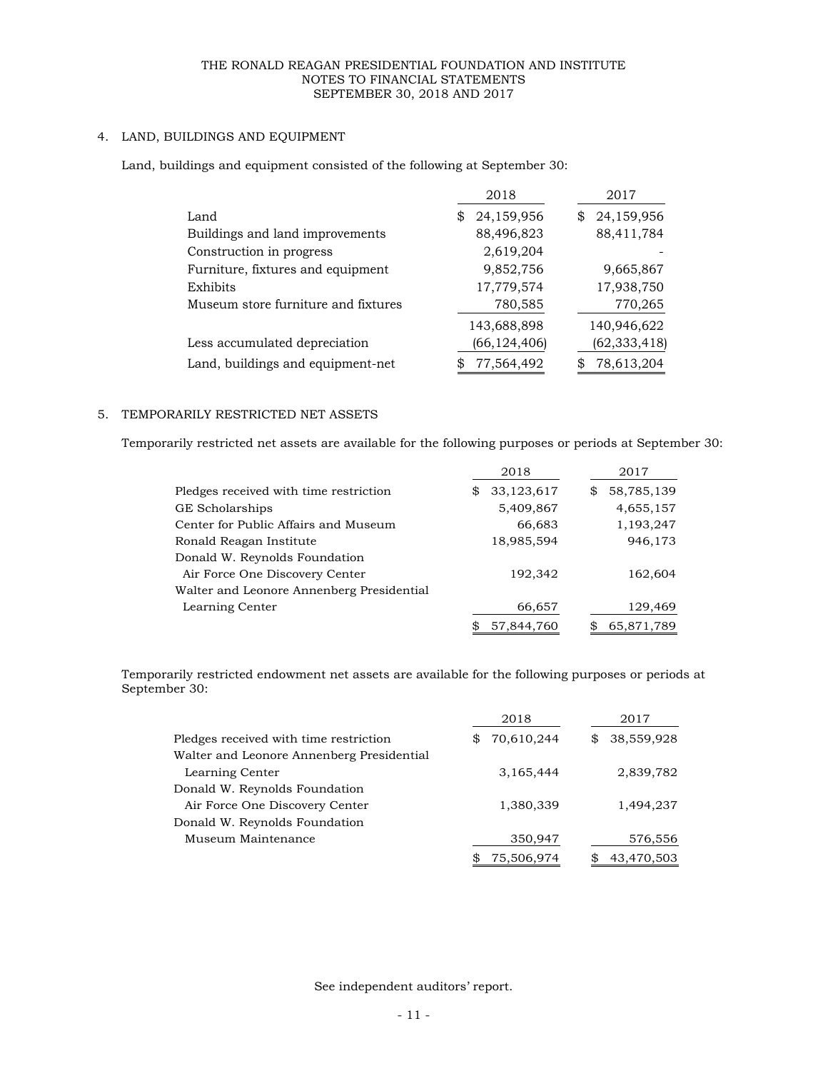## 4. LAND, BUILDINGS AND EQUIPMENT

Land, buildings and equipment consisted of the following at September 30:

| | 2018 | 2017 |
|---|---|---|
| Land | $ 24,159,956 | $ 24,159,956 |
| Buildings and land improvements | 88,496,823 | 88,411,784 |
| Construction in progress | 2,619,204 | - |
| Furniture, fixtures and equipment | 9,852,756 | 9,665,867 |
| Exhibits | 17,779,574 | 17,938,750 |
| Museum store furniture and fixtures | 780,585 | 770,265 |
| | 143,688,898 | 140,946,622 |
| Less accumulated depreciation | (66,124,406) | (62,333,418) |
| Land, buildings and equipment-net | $ 77,564,492 | $ 78,613,204 |

## 5. TEMPORARILY RESTRICTED NET ASSETS

Temporarily restricted net assets are available for the following purposes or periods at September 30:

| | 2018 | 2017 |
|---|---|---|
| Pledges received with time restriction | $ 33,123,617 | $ 58,785,139 |
| GE Scholarships | 5,409,867 | 4,655,157 |
| Center for Public Affairs and Museum | 66,683 | 1,193,247 |
| Ronald Reagan Institute | 18,985,594 | 946,173 |
| Donald W. Reynolds Foundation Air Force One Discovery Center | 192,342 | 162,604 |
| Walter and Leonore Annenberg Presidential Learning Center | 66,657 | 129,469 |
| | $ 57,844,760 | $ 65,871,789 |

Temporarily restricted endowment net assets are available for the following purposes or periods at September 30:

| | 2018 | 2017 |
|---|---|---|
| Pledges received with time restriction | $ 70,610,244 | $ 38,559,928 |
| Walter and Leonore Annenberg Presidential Learning Center | 3,165,444 | 2,839,782 |
| Donald W. Reynolds Foundation Air Force One Discovery Center | 1,380,339 | 1,494,237 |
| Donald W. Reynolds Foundation Museum Maintenance | 350,947 | 576,556 |
| | $ 75,506,974 | $ 43,470,503 |

See independent auditors' report.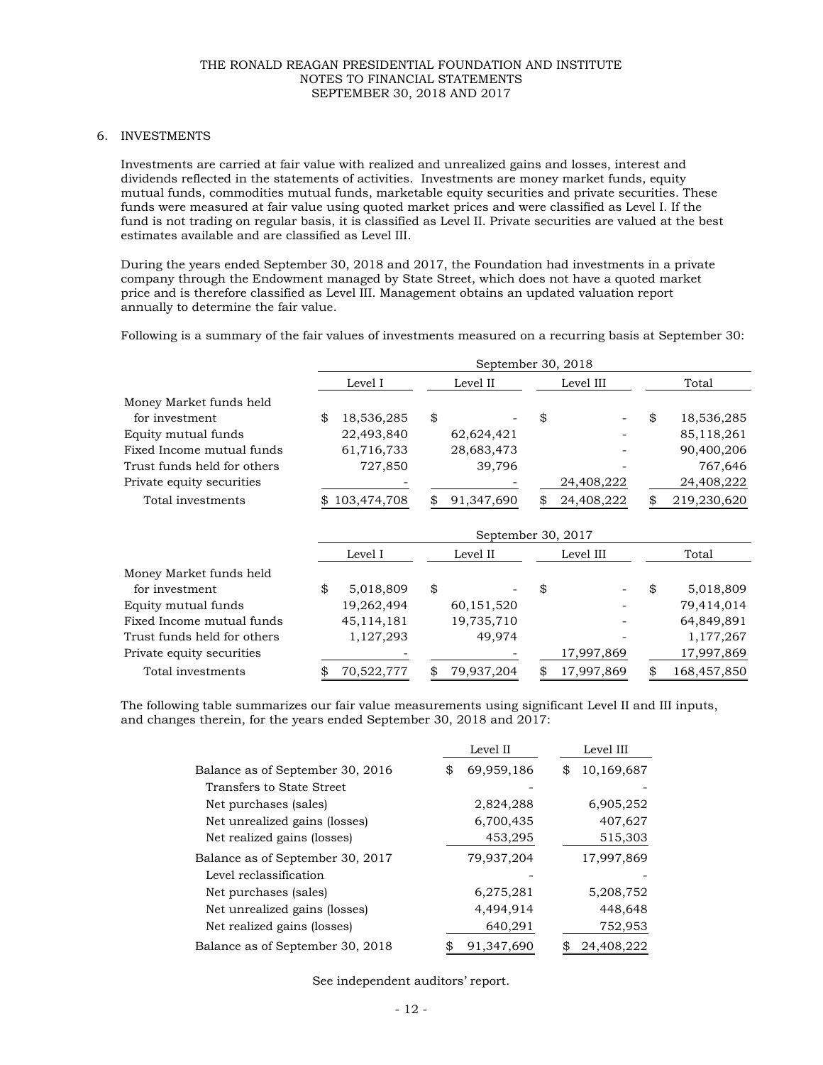## 6. INVESTMENTS

Investments are carried at fair value with realized and unrealized gains and losses, interest and dividends reflected in the statements of activities. Investments are money market funds, equity mutual funds, commodities mutual funds, marketable equity securities and private securities. These funds were measured at fair value using quoted market prices and were classified as Level I. If the fund is not trading on regular basis, it is classified as Level II. Private securities are valued at the best estimates available and are classified as Level III.

During the years ended September 30, 2018 and 2017, the Foundation had investments in a private company through the Endowment managed by State Street, which does not have a quoted market price and is therefore classified as Level III. Management obtains an updated valuation report annually to determine the fair value.

Following is a summary of the fair values of investments measured on a recurring basis at September 30:

| | September 30, 2018 | | | |
|---|---|---|---|---|
| | Level I | Level II | Level III | Total |
| Money Market funds held for investment | $ 18,536,285 | $ - | $ - | $ 18,536,285 |
| Equity mutual funds | 22,493,840 | 62,624,421 | - | 85,118,261 |
| Fixed Income mutual funds | 61,716,733 | 28,683,473 | - | 90,400,206 |
| Trust funds held for others | 727,850 | 39,796 | - | 767,646 |
| Private equity securities | - | - | 24,408,222 | 24,408,222 |
| Total investments | $ 103,474,708 | $ 91,347,690 | $ 24,408,222 | $ 219,230,620 |

| | September 30, 2017 | | | |
|---|---|---|---|---|
| | Level I | Level II | Level III | Total |
| Money Market funds held for investment | $ 5,018,809 | $ - | $ - | $ 5,018,809 |
| Equity mutual funds | 19,262,494 | 60,151,520 | - | 79,414,014 |
| Fixed Income mutual funds | 45,114,181 | 19,735,710 | - | 64,849,891 |
| Trust funds held for others | 1,127,293 | 49,974 | - | 1,177,267 |
| Private equity securities | - | - | 17,997,869 | 17,997,869 |
| Total investments | $ 70,522,777 | $ 79,937,204 | $ 17,997,869 | $ 168,457,850 |

The following table summarizes our fair value measurements using significant Level II and III inputs, and changes therein, for the years ended September 30, 2018 and 2017:

| | Level II | Level III |
|---|---|---|
| Balance as of September 30, 2016 | $ 69,959,186 | $ 10,169,687 |
| Transfers to State Street | - | - |
| Net purchases (sales) | 2,824,288 | 6,905,252 |
| Net unrealized gains (losses) | 6,700,435 | 407,627 |
| Net realized gains (losses) | 453,295 | 515,303 |
| Balance as of September 30, 2017 | 79,937,204 | 17,997,869 |
| Level reclassification | - | - |
| Net purchases (sales) | 6,275,281 | 5,208,752 |
| Net unrealized gains (losses) | 4,494,914 | 448,648 |
| Net realized gains (losses) | 640,291 | 752,953 |
| Balance as of September 30, 2018 | $ 91,347,690 | $ 24,408,222 |

See independent auditors' report.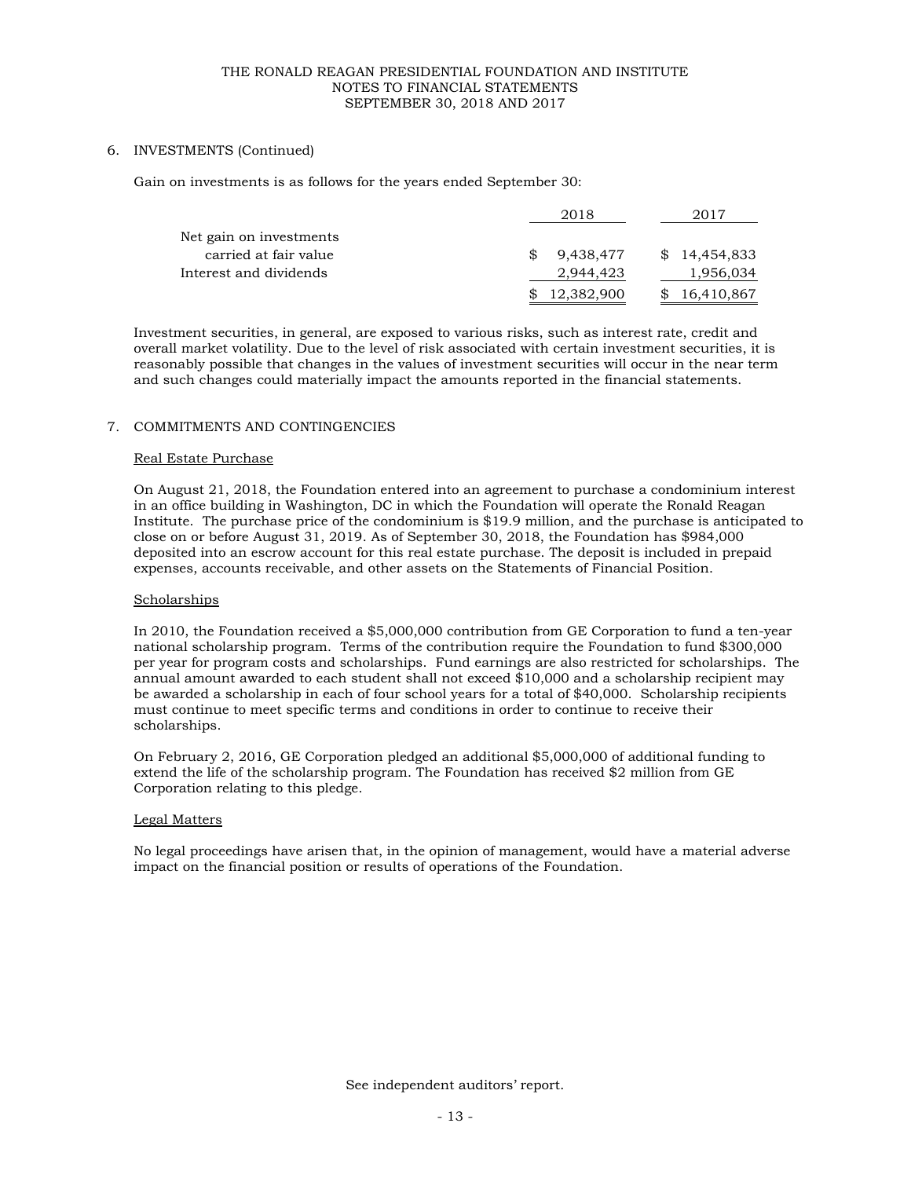## 6. INVESTMENTS (Continued)

Gain on investments is as follows for the years ended September 30:

| | 2018 | 2017 |
|---|---|---|
| Net gain on investments carried at fair value | $ 9,438,477 | $ 14,454,833 |
| Interest and dividends | 2,944,423 | 1,956,034 |
| | $ 12,382,900 | $ 16,410,867 |

Investment securities, in general, are exposed to various risks, such as interest rate, credit and overall market volatility. Due to the level of risk associated with certain investment securities, it is reasonably possible that changes in the values of investment securities will occur in the near term and such changes could materially impact the amounts reported in the financial statements.

## 7. COMMITMENTS AND CONTINGENCIES

### Real Estate Purchase

On August 21, 2018, the Foundation entered into an agreement to purchase a condominium interest in an office building in Washington, DC in which the Foundation will operate the Ronald Reagan Institute. The purchase price of the condominium is $19.9 million, and the purchase is anticipated to close on or before August 31, 2019. As of September 30, 2018, the Foundation has $984,000 deposited into an escrow account for this real estate purchase. The deposit is included in prepaid expenses, accounts receivable, and other assets on the Statements of Financial Position.

### Scholarships

In 2010, the Foundation received a $5,000,000 contribution from GE Corporation to fund a ten-year national scholarship program. Terms of the contribution require the Foundation to fund $300,000 per year for program costs and scholarships. Fund earnings are also restricted for scholarships. The annual amount awarded to each student shall not exceed $10,000 and a scholarship recipient may be awarded a scholarship in each of four school years for a total of $40,000. Scholarship recipients must continue to meet specific terms and conditions in order to continue to receive their scholarships.

On February 2, 2016, GE Corporation pledged an additional $5,000,000 of additional funding to extend the life of the scholarship program. The Foundation has received $2 million from GE Corporation relating to this pledge.

### Legal Matters

No legal proceedings have arisen that, in the opinion of management, would have a material adverse impact on the financial position or results of operations of the Foundation.

See independent auditors' report.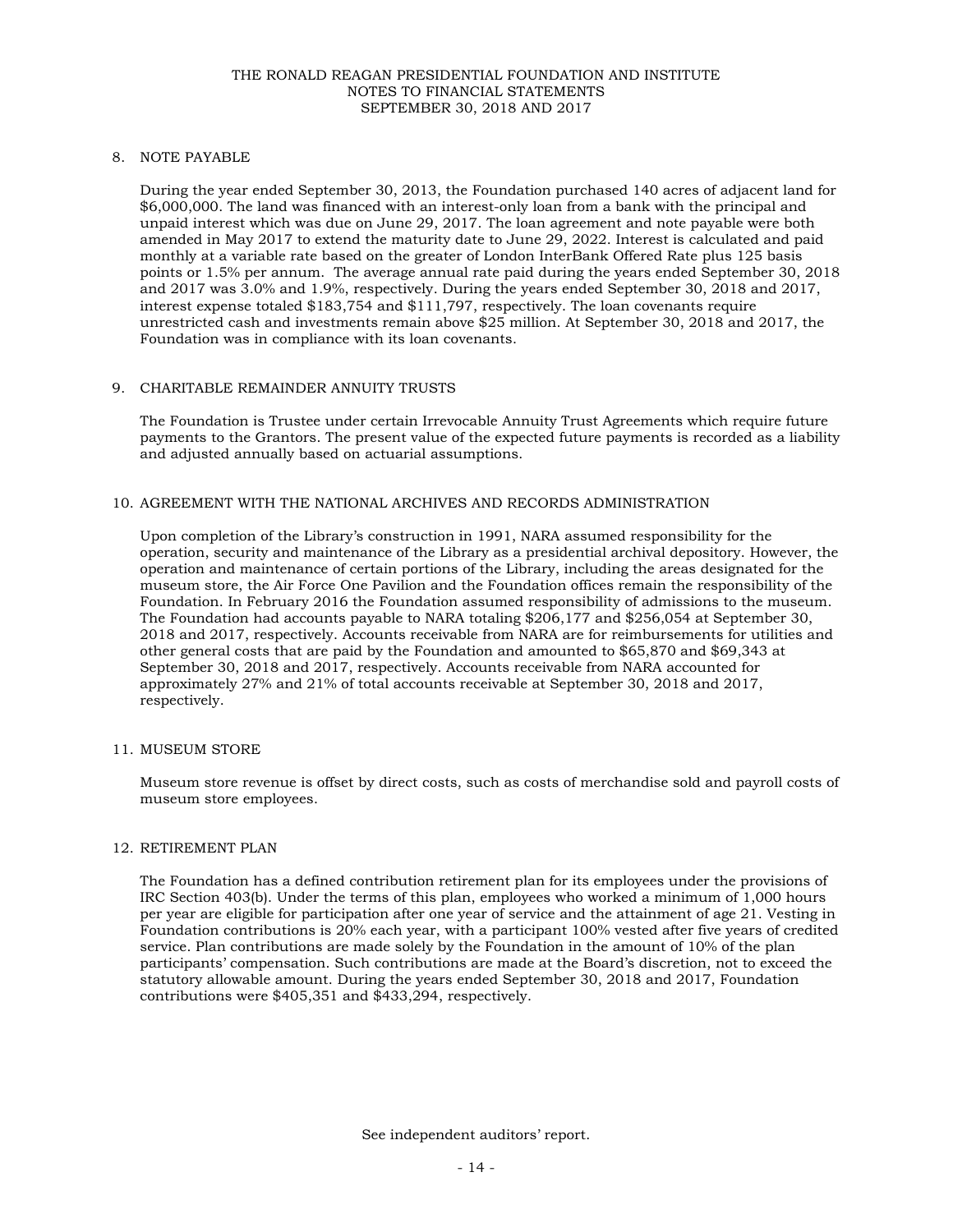## 8. NOTE PAYABLE

During the year ended September 30, 2013, the Foundation purchased 140 acres of adjacent land for $6,000,000. The land was financed with an interest-only loan from a bank with the principal and unpaid interest which was due on June 29, 2017. The loan agreement and note payable were both amended in May 2017 to extend the maturity date to June 29, 2022. Interest is calculated and paid monthly at a variable rate based on the greater of London InterBank Offered Rate plus 125 basis points or 1.5% per annum. The average annual rate paid during the years ended September 30, 2018 and 2017 was 3.0% and 1.9%, respectively. During the years ended September 30, 2018 and 2017, interest expense totaled $183,754 and $111,797, respectively. The loan covenants require unrestricted cash and investments remain above $25 million. At September 30, 2018 and 2017, the Foundation was in compliance with its loan covenants.

## 9. CHARITABLE REMAINDER ANNUITY TRUSTS

The Foundation is Trustee under certain Irrevocable Annuity Trust Agreements which require future payments to the Grantors. The present value of the expected future payments is recorded as a liability and adjusted annually based on actuarial assumptions.

## 10. AGREEMENT WITH THE NATIONAL ARCHIVES AND RECORDS ADMINISTRATION

Upon completion of the Library's construction in 1991, NARA assumed responsibility for the operation, security and maintenance of the Library as a presidential archival depository. However, the operation and maintenance of certain portions of the Library, including the areas designated for the museum store, the Air Force One Pavilion and the Foundation offices remain the responsibility of the Foundation. In February 2016 the Foundation assumed responsibility of admissions to the museum. The Foundation had accounts payable to NARA totaling $206,177 and $256,054 at September 30, 2018 and 2017, respectively. Accounts receivable from NARA are for reimbursements for utilities and other general costs that are paid by the Foundation and amounted to $65,870 and $69,343 at September 30, 2018 and 2017, respectively. Accounts receivable from NARA accounted for approximately 27% and 21% of total accounts receivable at September 30, 2018 and 2017, respectively.

## 11. MUSEUM STORE

Museum store revenue is offset by direct costs, such as costs of merchandise sold and payroll costs of museum store employees.

## 12. RETIREMENT PLAN

The Foundation has a defined contribution retirement plan for its employees under the provisions of IRC Section 403(b). Under the terms of this plan, employees who worked a minimum of 1,000 hours per year are eligible for participation after one year of service and the attainment of age 21. Vesting in Foundation contributions is 20% each year, with a participant 100% vested after five years of credited service. Plan contributions are made solely by the Foundation in the amount of 10% of the plan participants' compensation. Such contributions are made at the Board's discretion, not to exceed the statutory allowable amount. During the years ended September 30, 2018 and 2017, Foundation contributions were $405,351 and $433,294, respectively.

See independent auditors' report.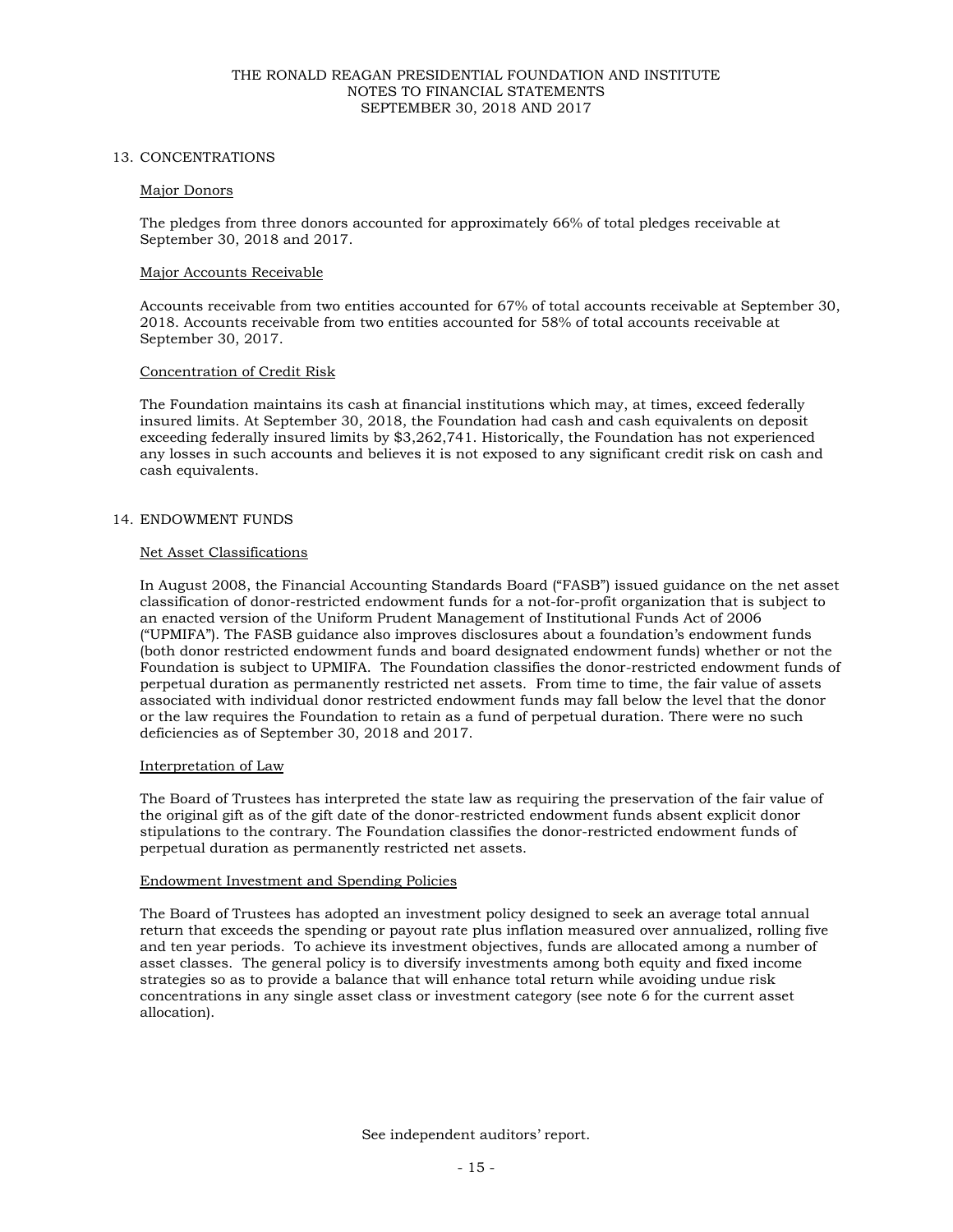## 13. CONCENTRATIONS

### Major Donors

The pledges from three donors accounted for approximately 66% of total pledges receivable at September 30, 2018 and 2017.

### Major Accounts Receivable

Accounts receivable from two entities accounted for 67% of total accounts receivable at September 30, 2018. Accounts receivable from two entities accounted for 58% of total accounts receivable at September 30, 2017.

### Concentration of Credit Risk

The Foundation maintains its cash at financial institutions which may, at times, exceed federally insured limits. At September 30, 2018, the Foundation had cash and cash equivalents on deposit exceeding federally insured limits by $3,262,741. Historically, the Foundation has not experienced any losses in such accounts and believes it is not exposed to any significant credit risk on cash and cash equivalents.

## 14. ENDOWMENT FUNDS

### Net Asset Classifications

In August 2008, the Financial Accounting Standards Board ("FASB") issued guidance on the net asset classification of donor-restricted endowment funds for a not-for-profit organization that is subject to an enacted version of the Uniform Prudent Management of Institutional Funds Act of 2006 ("UPMIFA"). The FASB guidance also improves disclosures about a foundation's endowment funds (both donor restricted endowment funds and board designated endowment funds) whether or not the Foundation is subject to UPMIFA. The Foundation classifies the donor-restricted endowment funds of perpetual duration as permanently restricted net assets. From time to time, the fair value of assets associated with individual donor restricted endowment funds may fall below the level that the donor or the law requires the Foundation to retain as a fund of perpetual duration. There were no such deficiencies as of September 30, 2018 and 2017.

### Interpretation of Law

The Board of Trustees has interpreted the state law as requiring the preservation of the fair value of the original gift as of the gift date of the donor-restricted endowment funds absent explicit donor stipulations to the contrary. The Foundation classifies the donor-restricted endowment funds of perpetual duration as permanently restricted net assets.

### Endowment Investment and Spending Policies

The Board of Trustees has adopted an investment policy designed to seek an average total annual return that exceeds the spending or payout rate plus inflation measured over annualized, rolling five and ten year periods. To achieve its investment objectives, funds are allocated among a number of asset classes. The general policy is to diversify investments among both equity and fixed income strategies so as to provide a balance that will enhance total return while avoiding undue risk concentrations in any single asset class or investment category (see note 6 for the current asset allocation).

See independent auditors' report.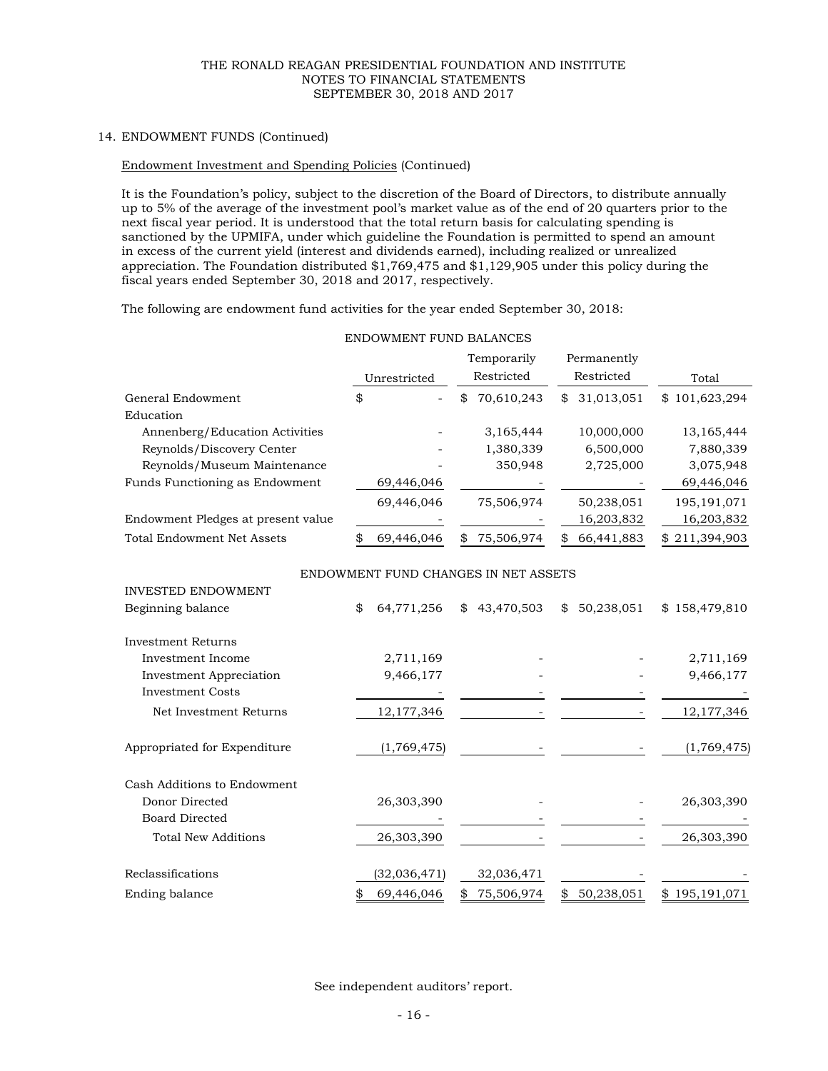## 14. ENDOWMENT FUNDS (Continued)

Endowment Investment and Spending Policies (Continued)

It is the Foundation's policy, subject to the discretion of the Board of Directors, to distribute annually up to 5% of the average of the investment pool's market value as of the end of 20 quarters prior to the next fiscal year period. It is understood that the total return basis for calculating spending is sanctioned by the UPMIFA, under which guideline the Foundation is permitted to spend an amount in excess of the current yield (interest and dividends earned), including realized or unrealized appreciation. The Foundation distributed $1,769,475 and $1,129,905 under this policy during the fiscal years ended September 30, 2018 and 2017, respectively.

The following are endowment fund activities for the year ended September 30, 2018:

ENDOWMENT FUND BALANCES

| | Unrestricted | Temporarily Restricted | Permanently Restricted | Total |
|---|---|---|---|---|
| General Endowment | $ - | $ 70,610,243 | $ 31,013,051 | $ 101,623,294 |
| Education | | | | |
| Annenberg/Education Activities | - | 3,165,444 | 10,000,000 | 13,165,444 |
| Reynolds/Discovery Center | - | 1,380,339 | 6,500,000 | 7,880,339 |
| Reynolds/Museum Maintenance | - | 350,948 | 2,725,000 | 3,075,948 |
| Funds Functioning as Endowment | 69,446,046 | - | - | 69,446,046 |
| | 69,446,046 | 75,506,974 | 50,238,051 | 195,191,071 |
| Endowment Pledges at present value | - | - | 16,203,832 | 16,203,832 |
| Total Endowment Net Assets | $ 69,446,046 | $ 75,506,974 | $ 66,441,883 | $ 211,394,903 |

ENDOWMENT FUND CHANGES IN NET ASSETS

| | Unrestricted | Temporarily Restricted | Permanently Restricted | Total |
|---|---|---|---|---|
| INVESTED ENDOWMENT | | | | |
| Beginning balance | $ 64,771,256 | $ 43,470,503 | $ 50,238,051 | $ 158,479,810 |
| Investment Returns | | | | |
| Investment Income | 2,711,169 | - | - | 2,711,169 |
| Investment Appreciation | 9,466,177 | - | - | 9,466,177 |
| Investment Costs | - | - | - | - |
| Net Investment Returns | 12,177,346 | - | - | 12,177,346 |
| Appropriated for Expenditure | (1,769,475) | - | - | (1,769,475) |
| Cash Additions to Endowment | | | | |
| Donor Directed | 26,303,390 | - | - | 26,303,390 |
| Board Directed | - | - | - | - |
| Total New Additions | 26,303,390 | - | - | 26,303,390 |
| Reclassifications | (32,036,471) | 32,036,471 | - | - |
| Ending balance | $ 69,446,046 | $ 75,506,974 | $ 50,238,051 | $ 195,191,071 |

See independent auditors' report.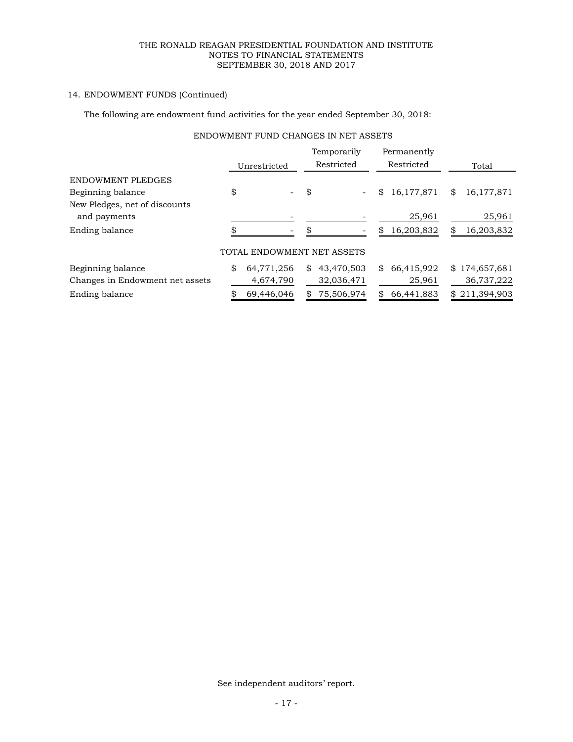14. ENDOWMENT FUNDS (Continued)

The following are endowment fund activities for the year ended September 30, 2018:

ENDOWMENT FUND CHANGES IN NET ASSETS

| | Unrestricted | Temporarily Restricted | Permanently Restricted | Total |
|---|---|---|---|---|
| ENDOWMENT PLEDGES | | | | |
| Beginning balance | $ - | $ - | $ 16,177,871 | $ 16,177,871 |
| New Pledges, net of discounts and payments | - | - | 25,961 | 25,961 |
| Ending balance | $ - | $ - | $ 16,203,832 | $ 16,203,832 |
| TOTAL ENDOWMENT NET ASSETS | | | | |
| Beginning balance | $ 64,771,256 | $ 43,470,503 | $ 66,415,922 | $ 174,657,681 |
| Changes in Endowment net assets | 4,674,790 | 32,036,471 | 25,961 | 36,737,222 |
| Ending balance | $ 69,446,046 | $ 75,506,974 | $ 66,441,883 | $ 211,394,903 |

See independent auditors' report.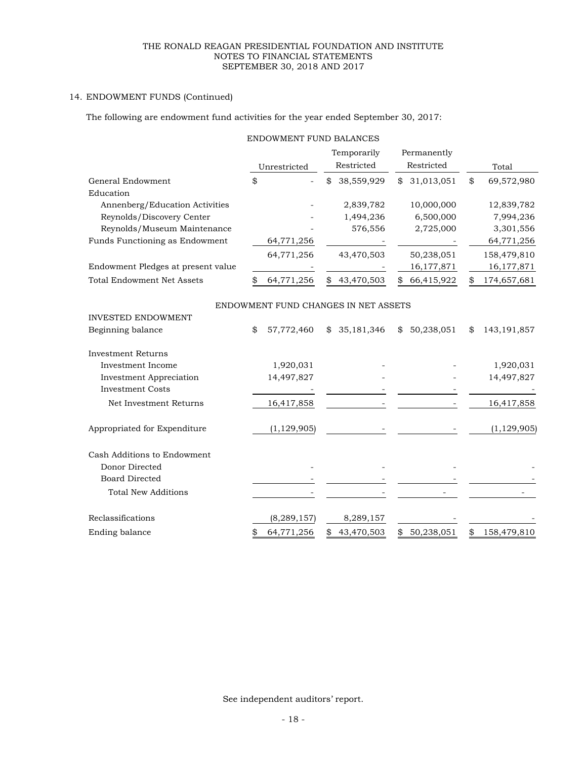## 14. ENDOWMENT FUNDS (Continued)

The following are endowment fund activities for the year ended September 30, 2017:

ENDOWMENT FUND BALANCES

| | Unrestricted | Temporarily Restricted | Permanently Restricted | Total |
|---|---|---|---|---|
| General Endowment | $ - | $ 38,559,929 | $ 31,013,051 | $ 69,572,980 |
| Education | | | | |
| Annenberg/Education Activities | - | 2,839,782 | 10,000,000 | 12,839,782 |
| Reynolds/Discovery Center | - | 1,494,236 | 6,500,000 | 7,994,236 |
| Reynolds/Museum Maintenance | - | 576,556 | 2,725,000 | 3,301,556 |
| Funds Functioning as Endowment | 64,771,256 | - | - | 64,771,256 |
| | 64,771,256 | 43,470,503 | 50,238,051 | 158,479,810 |
| Endowment Pledges at present value | - | - | 16,177,871 | 16,177,871 |
| Total Endowment Net Assets | $ 64,771,256 | $ 43,470,503 | $ 66,415,922 | $ 174,657,681 |

ENDOWMENT FUND CHANGES IN NET ASSETS

| | Unrestricted | Temporarily Restricted | Permanently Restricted | Total |
|---|---|---|---|---|
| INVESTED ENDOWMENT | | | | |
| Beginning balance | $ 57,772,460 | $ 35,181,346 | $ 50,238,051 | $ 143,191,857 |
| Investment Returns | | | | |
| Investment Income | 1,920,031 | - | - | 1,920,031 |
| Investment Appreciation | 14,497,827 | - | - | 14,497,827 |
| Investment Costs | - | - | - | - |
| Net Investment Returns | 16,417,858 | - | - | 16,417,858 |
| Appropriated for Expenditure | (1,129,905) | - | - | (1,129,905) |
| Cash Additions to Endowment | | | | |
| Donor Directed | - | - | - | - |
| Board Directed | - | - | - | - |
| Total New Additions | - | - | - | - |
| Reclassifications | (8,289,157) | 8,289,157 | - | - |
| Ending balance | $ 64,771,256 | $ 43,470,503 | $ 50,238,051 | $ 158,479,810 |

See independent auditors' report.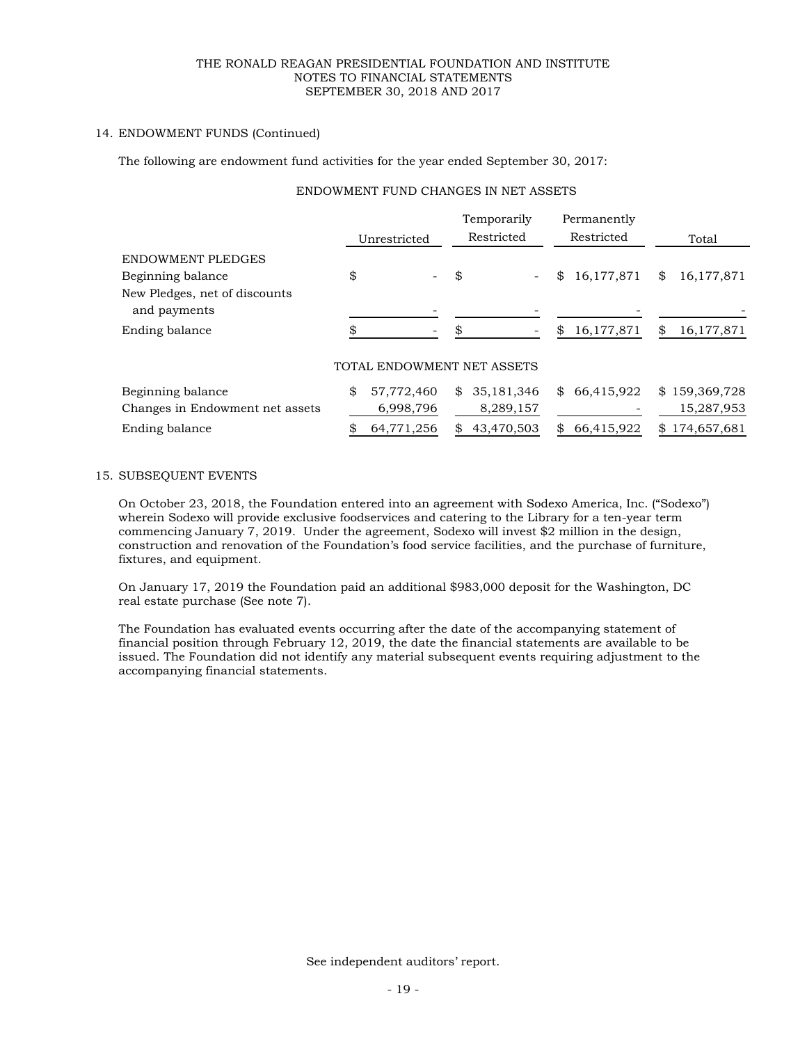14. ENDOWMENT FUNDS (Continued)

The following are endowment fund activities for the year ended September 30, 2017:

ENDOWMENT FUND CHANGES IN NET ASSETS

| | Unrestricted | Temporarily Restricted | Permanently Restricted | Total |
|---|---|---|---|---|
| ENDOWMENT PLEDGES | | | | |
| Beginning balance | $ - | $ - | $ 16,177,871 | $ 16,177,871 |
| New Pledges, net of discounts and payments | - | - | - | - |
| Ending balance | $ - | $ - | $ 16,177,871 | $ 16,177,871 |
| TOTAL ENDOWMENT NET ASSETS | | | | |
| Beginning balance | $ 57,772,460 | $ 35,181,346 | $ 66,415,922 | $ 159,369,728 |
| Changes in Endowment net assets | 6,998,796 | 8,289,157 | - | 15,287,953 |
| Ending balance | $ 64,771,256 | $ 43,470,503 | $ 66,415,922 | $ 174,657,681 |

15. SUBSEQUENT EVENTS

On October 23, 2018, the Foundation entered into an agreement with Sodexo America, Inc. ("Sodexo") wherein Sodexo will provide exclusive foodservices and catering to the Library for a ten-year term commencing January 7, 2019. Under the agreement, Sodexo will invest $2 million in the design, construction and renovation of the Foundation's food service facilities, and the purchase of furniture, fixtures, and equipment.

On January 17, 2019 the Foundation paid an additional $983,000 deposit for the Washington, DC real estate purchase (See note 7).

The Foundation has evaluated events occurring after the date of the accompanying statement of financial position through February 12, 2019, the date the financial statements are available to be issued. The Foundation did not identify any material subsequent events requiring adjustment to the accompanying financial statements.

See independent auditors' report.